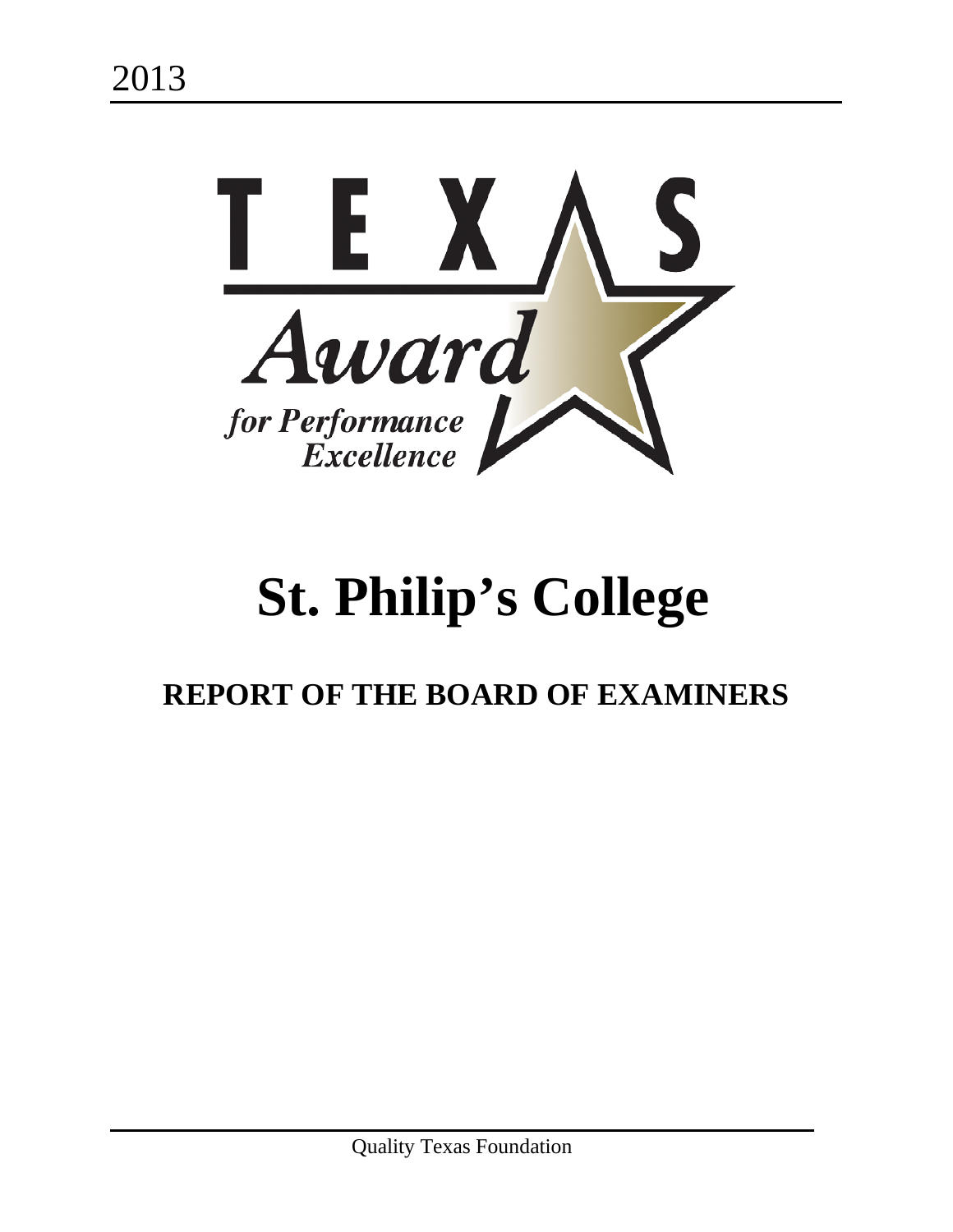2013

TEXAS Award for Performance Excellence

# St. Philip's College

## REPORT OF THE BOARD OF EXAMINERS

Quality Texas Foundation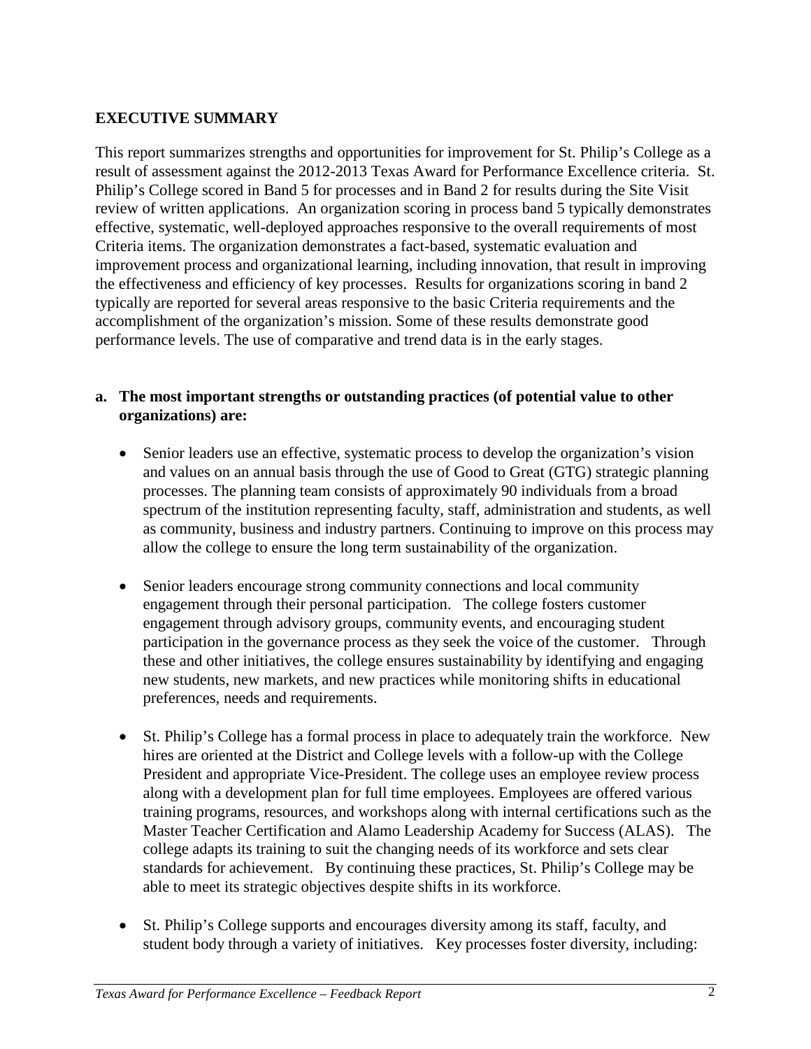## EXECUTIVE SUMMARY

This report summarizes strengths and opportunities for improvement for St. Philip's College as a result of assessment against the 2012-2013 Texas Award for Performance Excellence criteria. St. Philip's College scored in Band 5 for processes and in Band 2 for results during the Site Visit review of written applications. An organization scoring in process band 5 typically demonstrates effective, systematic, well-deployed approaches responsive to the overall requirements of most Criteria items. The organization demonstrates a fact-based, systematic evaluation and improvement process and organizational learning, including innovation, that result in improving the effectiveness and efficiency of key processes. Results for organizations scoring in band 2 typically are reported for several areas responsive to the basic Criteria requirements and the accomplishment of the organization's mission. Some of these results demonstrate good performance levels. The use of comparative and trend data is in the early stages.

**a. The most important strengths or outstanding practices (of potential value to other organizations) are:**

- Senior leaders use an effective, systematic process to develop the organization's vision and values on an annual basis through the use of Good to Great (GTG) strategic planning processes. The planning team consists of approximately 90 individuals from a broad spectrum of the institution representing faculty, staff, administration and students, as well as community, business and industry partners. Continuing to improve on this process may allow the college to ensure the long term sustainability of the organization.

- Senior leaders encourage strong community connections and local community engagement through their personal participation. The college fosters customer engagement through advisory groups, community events, and encouraging student participation in the governance process as they seek the voice of the customer. Through these and other initiatives, the college ensures sustainability by identifying and engaging new students, new markets, and new practices while monitoring shifts in educational preferences, needs and requirements.

- St. Philip's College has a formal process in place to adequately train the workforce. New hires are oriented at the District and College levels with a follow-up with the College President and appropriate Vice-President. The college uses an employee review process along with a development plan for full time employees. Employees are offered various training programs, resources, and workshops along with internal certifications such as the Master Teacher Certification and Alamo Leadership Academy for Success (ALAS). The college adapts its training to suit the changing needs of its workforce and sets clear standards for achievement. By continuing these practices, St. Philip's College may be able to meet its strategic objectives despite shifts in its workforce.

- St. Philip's College supports and encourages diversity among its staff, faculty, and student body through a variety of initiatives. Key processes foster diversity, including: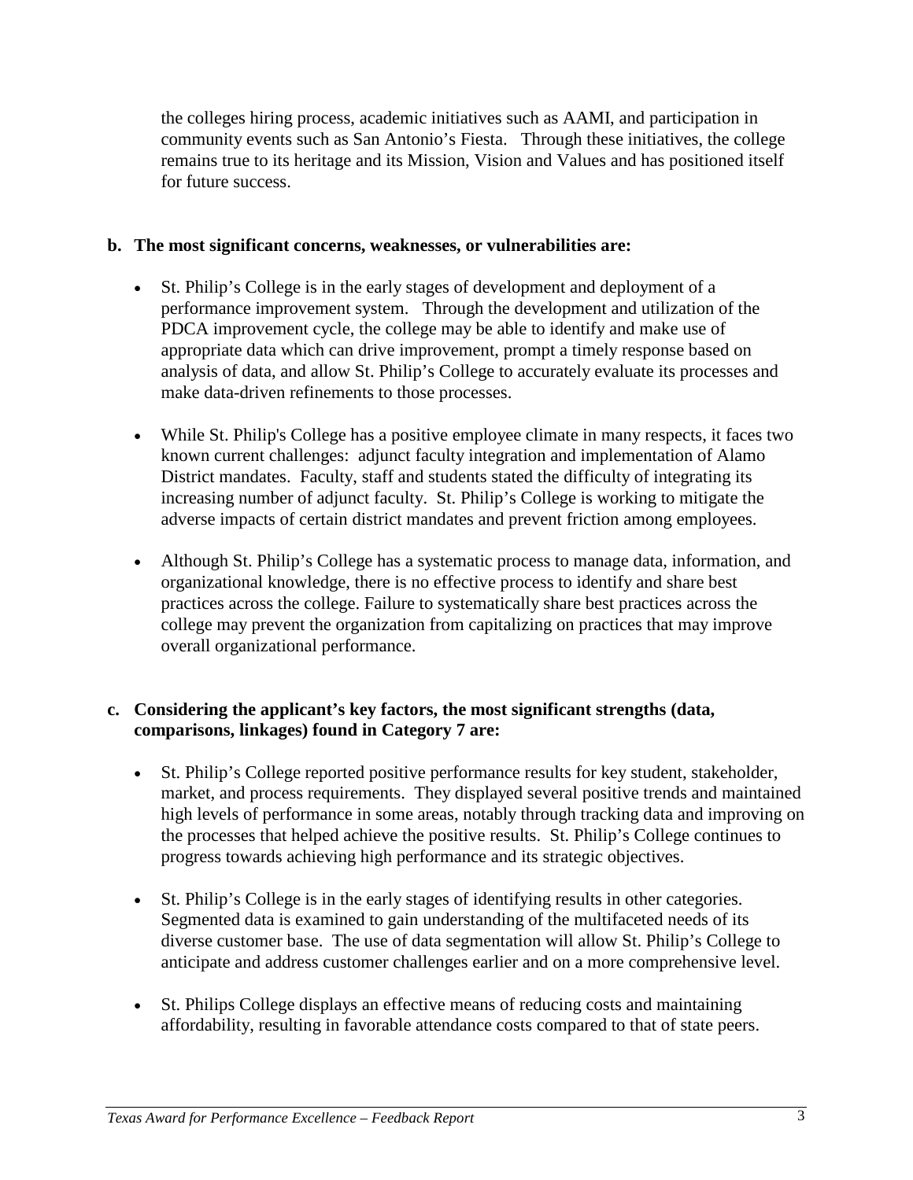the colleges hiring process, academic initiatives such as AAMI, and participation in community events such as San Antonio's Fiesta. Through these initiatives, the college remains true to its heritage and its Mission, Vision and Values and has positioned itself for future success.

**b. The most significant concerns, weaknesses, or vulnerabilities are:**

- St. Philip's College is in the early stages of development and deployment of a performance improvement system. Through the development and utilization of the PDCA improvement cycle, the college may be able to identify and make use of appropriate data which can drive improvement, prompt a timely response based on analysis of data, and allow St. Philip's College to accurately evaluate its processes and make data-driven refinements to those processes.

- While St. Philip's College has a positive employee climate in many respects, it faces two known current challenges: adjunct faculty integration and implementation of Alamo District mandates. Faculty, staff and students stated the difficulty of integrating its increasing number of adjunct faculty. St. Philip's College is working to mitigate the adverse impacts of certain district mandates and prevent friction among employees.

- Although St. Philip's College has a systematic process to manage data, information, and organizational knowledge, there is no effective process to identify and share best practices across the college. Failure to systematically share best practices across the college may prevent the organization from capitalizing on practices that may improve overall organizational performance.

**c. Considering the applicant's key factors, the most significant strengths (data, comparisons, linkages) found in Category 7 are:**

- St. Philip's College reported positive performance results for key student, stakeholder, market, and process requirements. They displayed several positive trends and maintained high levels of performance in some areas, notably through tracking data and improving on the processes that helped achieve the positive results. St. Philip's College continues to progress towards achieving high performance and its strategic objectives.

- St. Philip's College is in the early stages of identifying results in other categories. Segmented data is examined to gain understanding of the multifaceted needs of its diverse customer base. The use of data segmentation will allow St. Philip's College to anticipate and address customer challenges earlier and on a more comprehensive level.

- St. Philips College displays an effective means of reducing costs and maintaining affordability, resulting in favorable attendance costs compared to that of state peers.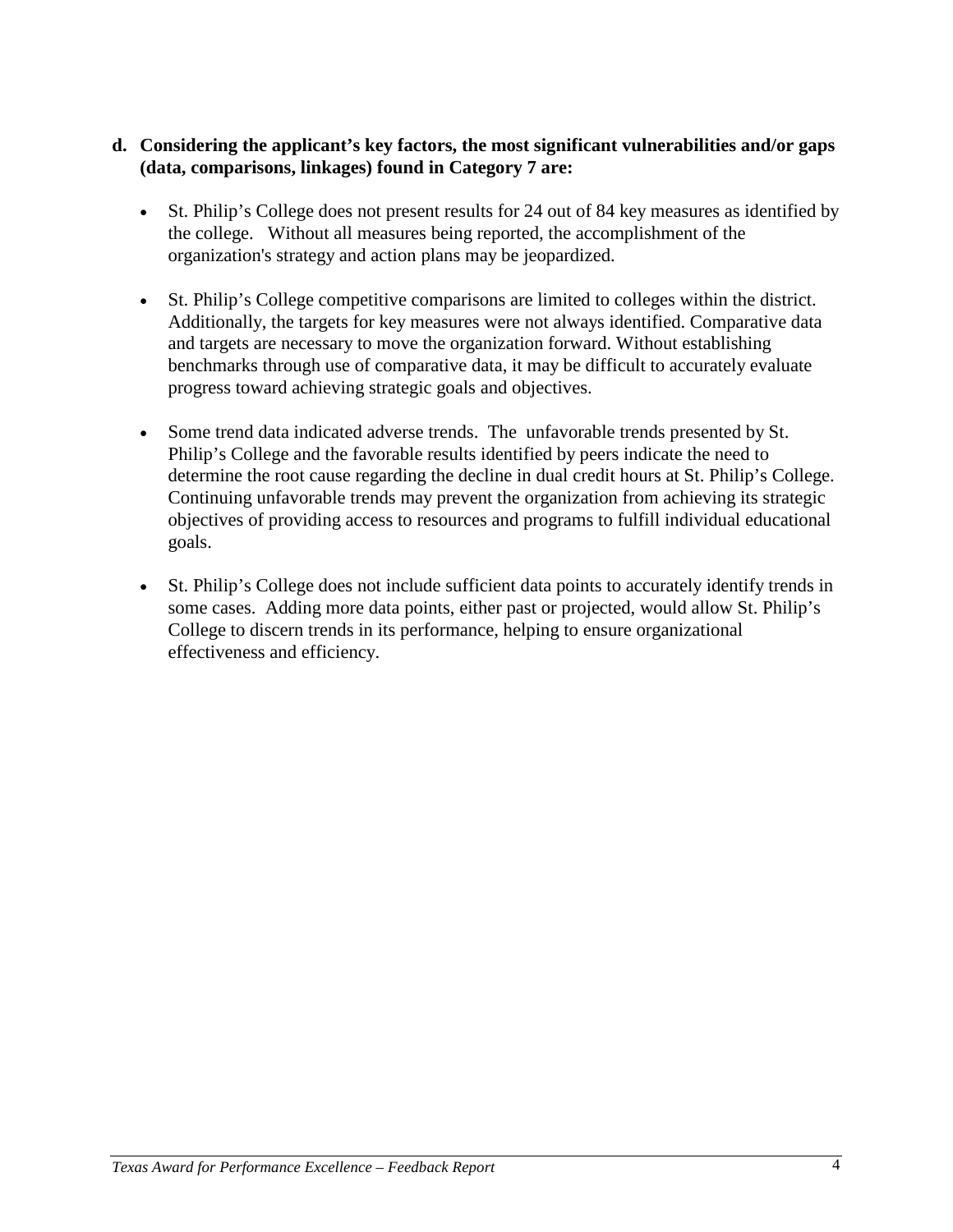**d. Considering the applicant's key factors, the most significant vulnerabilities and/or gaps (data, comparisons, linkages) found in Category 7 are:**

- St. Philip's College does not present results for 24 out of 84 key measures as identified by the college. Without all measures being reported, the accomplishment of the organization's strategy and action plans may be jeopardized.

- St. Philip's College competitive comparisons are limited to colleges within the district. Additionally, the targets for key measures were not always identified. Comparative data and targets are necessary to move the organization forward. Without establishing benchmarks through use of comparative data, it may be difficult to accurately evaluate progress toward achieving strategic goals and objectives.

- Some trend data indicated adverse trends. The unfavorable trends presented by St. Philip's College and the favorable results identified by peers indicate the need to determine the root cause regarding the decline in dual credit hours at St. Philip's College. Continuing unfavorable trends may prevent the organization from achieving its strategic objectives of providing access to resources and programs to fulfill individual educational goals.

- St. Philip's College does not include sufficient data points to accurately identify trends in some cases. Adding more data points, either past or projected, would allow St. Philip's College to discern trends in its performance, helping to ensure organizational effectiveness and efficiency.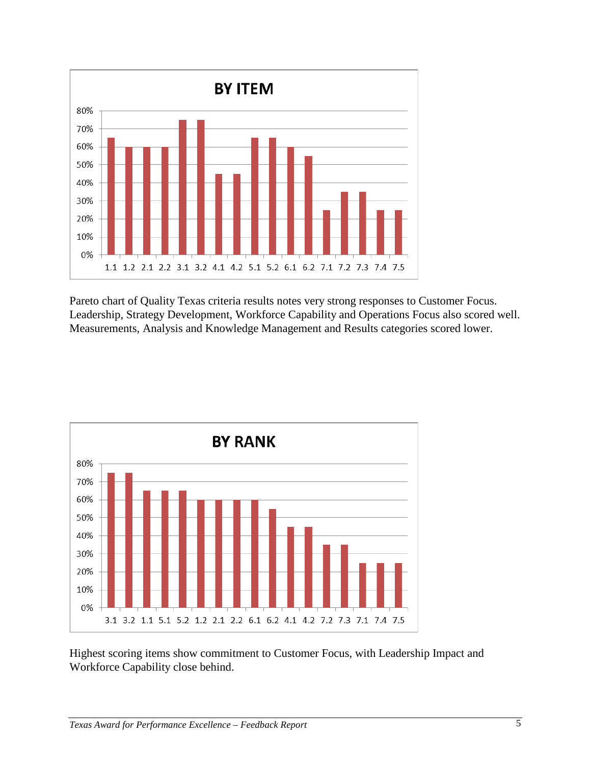**BY ITEM**

| Item | 1.1 | 1.2 | 2.1 | 2.2 | 3.1 | 3.2 | 4.1 | 4.2 | 5.1 | 5.2 | 6.1 | 6.2 | 7.1 | 7.2 | 7.3 | 7.4 | 7.5 |
|---|---|---|---|---|---|---|---|---|---|---|---|---|---|---|---|---|---|
| Score | 65% | 60% | 60% | 60% | 75% | 75% | 45% | 45% | 65% | 65% | 60% | 55% | 25% | 35% | 35% | 25% | 25% |

Pareto chart of Quality Texas criteria results notes very strong responses to Customer Focus. Leadership, Strategy Development, Workforce Capability and Operations Focus also scored well. Measurements, Analysis and Knowledge Management and Results categories scored lower.

**BY RANK**

| Item | 3.1 | 3.2 | 1.1 | 5.1 | 5.2 | 1.2 | 2.1 | 2.2 | 6.1 | 6.2 | 4.1 | 4.2 | 7.2 | 7.3 | 7.1 | 7.4 | 7.5 |
|---|---|---|---|---|---|---|---|---|---|---|---|---|---|---|---|---|---|
| Score | 75% | 75% | 65% | 65% | 65% | 60% | 60% | 60% | 60% | 55% | 45% | 45% | 35% | 35% | 25% | 25% | 25% |

Highest scoring items show commitment to Customer Focus, with Leadership Impact and Workforce Capability close behind.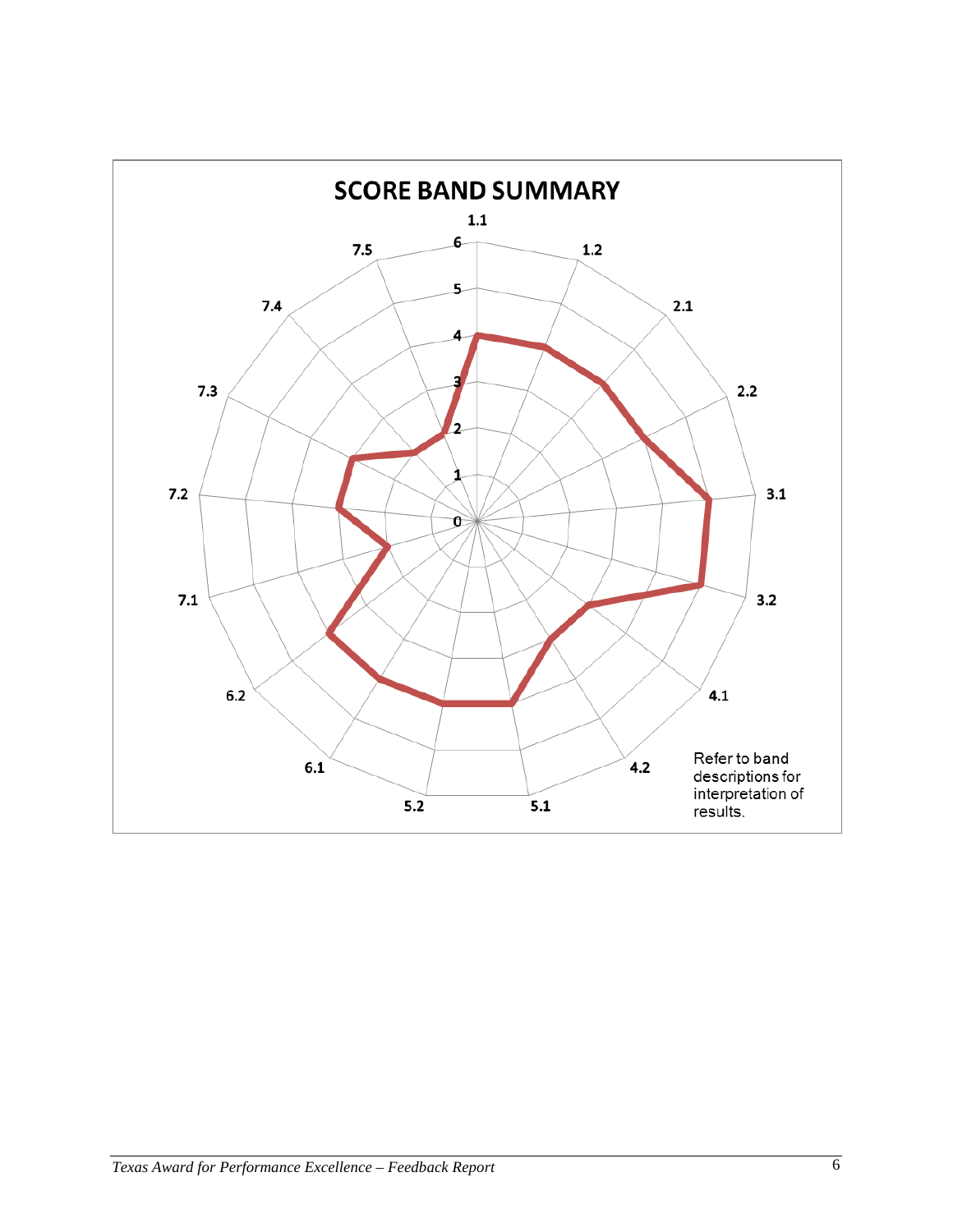## SCORE BAND SUMMARY

Refer to band descriptions for interpretation of results.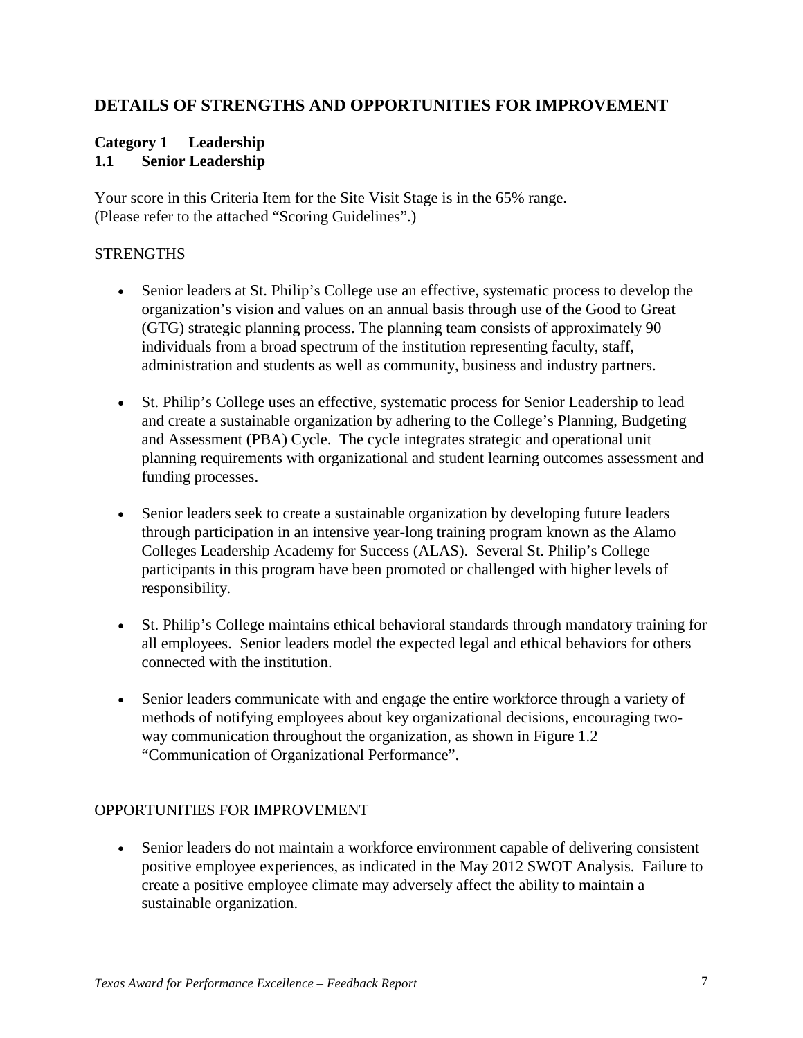## DETAILS OF STRENGTHS AND OPPORTUNITIES FOR IMPROVEMENT

### Category 1 Leadership
### 1.1 Senior Leadership

Your score in this Criteria Item for the Site Visit Stage is in the 65% range.
(Please refer to the attached "Scoring Guidelines".)

STRENGTHS

- Senior leaders at St. Philip's College use an effective, systematic process to develop the organization's vision and values on an annual basis through use of the Good to Great (GTG) strategic planning process. The planning team consists of approximately 90 individuals from a broad spectrum of the institution representing faculty, staff, administration and students as well as community, business and industry partners.

- St. Philip's College uses an effective, systematic process for Senior Leadership to lead and create a sustainable organization by adhering to the College's Planning, Budgeting and Assessment (PBA) Cycle. The cycle integrates strategic and operational unit planning requirements with organizational and student learning outcomes assessment and funding processes.

- Senior leaders seek to create a sustainable organization by developing future leaders through participation in an intensive year-long training program known as the Alamo Colleges Leadership Academy for Success (ALAS). Several St. Philip's College participants in this program have been promoted or challenged with higher levels of responsibility.

- St. Philip's College maintains ethical behavioral standards through mandatory training for all employees. Senior leaders model the expected legal and ethical behaviors for others connected with the institution.

- Senior leaders communicate with and engage the entire workforce through a variety of methods of notifying employees about key organizational decisions, encouraging two-way communication throughout the organization, as shown in Figure 1.2 "Communication of Organizational Performance".

OPPORTUNITIES FOR IMPROVEMENT

- Senior leaders do not maintain a workforce environment capable of delivering consistent positive employee experiences, as indicated in the May 2012 SWOT Analysis. Failure to create a positive employee climate may adversely affect the ability to maintain a sustainable organization.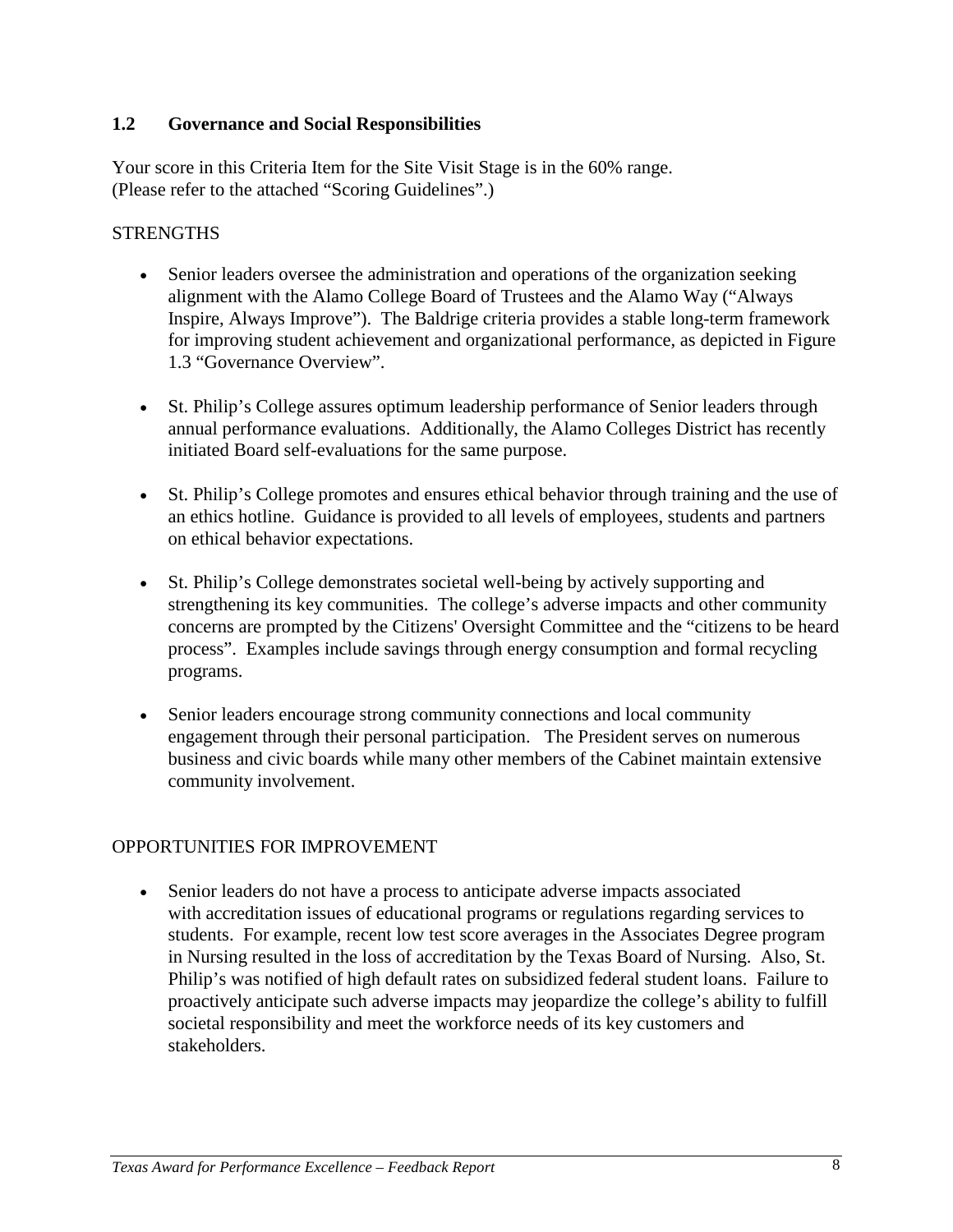## 1.2 Governance and Social Responsibilities

Your score in this Criteria Item for the Site Visit Stage is in the 60% range.
(Please refer to the attached "Scoring Guidelines".)

STRENGTHS

- Senior leaders oversee the administration and operations of the organization seeking alignment with the Alamo College Board of Trustees and the Alamo Way ("Always Inspire, Always Improve"). The Baldrige criteria provides a stable long-term framework for improving student achievement and organizational performance, as depicted in Figure 1.3 "Governance Overview".

- St. Philip's College assures optimum leadership performance of Senior leaders through annual performance evaluations. Additionally, the Alamo Colleges District has recently initiated Board self-evaluations for the same purpose.

- St. Philip's College promotes and ensures ethical behavior through training and the use of an ethics hotline. Guidance is provided to all levels of employees, students and partners on ethical behavior expectations.

- St. Philip's College demonstrates societal well-being by actively supporting and strengthening its key communities. The college's adverse impacts and other community concerns are prompted by the Citizens' Oversight Committee and the "citizens to be heard process". Examples include savings through energy consumption and formal recycling programs.

- Senior leaders encourage strong community connections and local community engagement through their personal participation. The President serves on numerous business and civic boards while many other members of the Cabinet maintain extensive community involvement.

OPPORTUNITIES FOR IMPROVEMENT

- Senior leaders do not have a process to anticipate adverse impacts associated with accreditation issues of educational programs or regulations regarding services to students. For example, recent low test score averages in the Associates Degree program in Nursing resulted in the loss of accreditation by the Texas Board of Nursing. Also, St. Philip's was notified of high default rates on subsidized federal student loans. Failure to proactively anticipate such adverse impacts may jeopardize the college's ability to fulfill societal responsibility and meet the workforce needs of its key customers and stakeholders.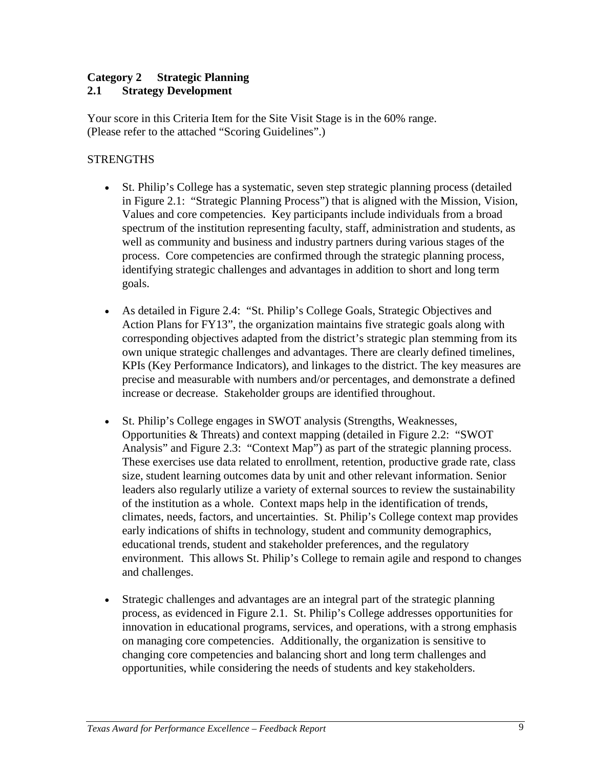## Category 2 Strategic Planning

### 2.1 Strategy Development

Your score in this Criteria Item for the Site Visit Stage is in the 60% range.
(Please refer to the attached "Scoring Guidelines".)

STRENGTHS

- St. Philip's College has a systematic, seven step strategic planning process (detailed in Figure 2.1: "Strategic Planning Process") that is aligned with the Mission, Vision, Values and core competencies. Key participants include individuals from a broad spectrum of the institution representing faculty, staff, administration and students, as well as community and business and industry partners during various stages of the process. Core competencies are confirmed through the strategic planning process, identifying strategic challenges and advantages in addition to short and long term goals.

- As detailed in Figure 2.4: "St. Philip's College Goals, Strategic Objectives and Action Plans for FY13", the organization maintains five strategic goals along with corresponding objectives adapted from the district's strategic plan stemming from its own unique strategic challenges and advantages. There are clearly defined timelines, KPIs (Key Performance Indicators), and linkages to the district. The key measures are precise and measurable with numbers and/or percentages, and demonstrate a defined increase or decrease. Stakeholder groups are identified throughout.

- St. Philip's College engages in SWOT analysis (Strengths, Weaknesses, Opportunities & Threats) and context mapping (detailed in Figure 2.2: "SWOT Analysis" and Figure 2.3: "Context Map") as part of the strategic planning process. These exercises use data related to enrollment, retention, productive grade rate, class size, student learning outcomes data by unit and other relevant information. Senior leaders also regularly utilize a variety of external sources to review the sustainability of the institution as a whole. Context maps help in the identification of trends, climates, needs, factors, and uncertainties. St. Philip's College context map provides early indications of shifts in technology, student and community demographics, educational trends, student and stakeholder preferences, and the regulatory environment. This allows St. Philip's College to remain agile and respond to changes and challenges.

- Strategic challenges and advantages are an integral part of the strategic planning process, as evidenced in Figure 2.1. St. Philip's College addresses opportunities for innovation in educational programs, services, and operations, with a strong emphasis on managing core competencies. Additionally, the organization is sensitive to changing core competencies and balancing short and long term challenges and opportunities, while considering the needs of students and key stakeholders.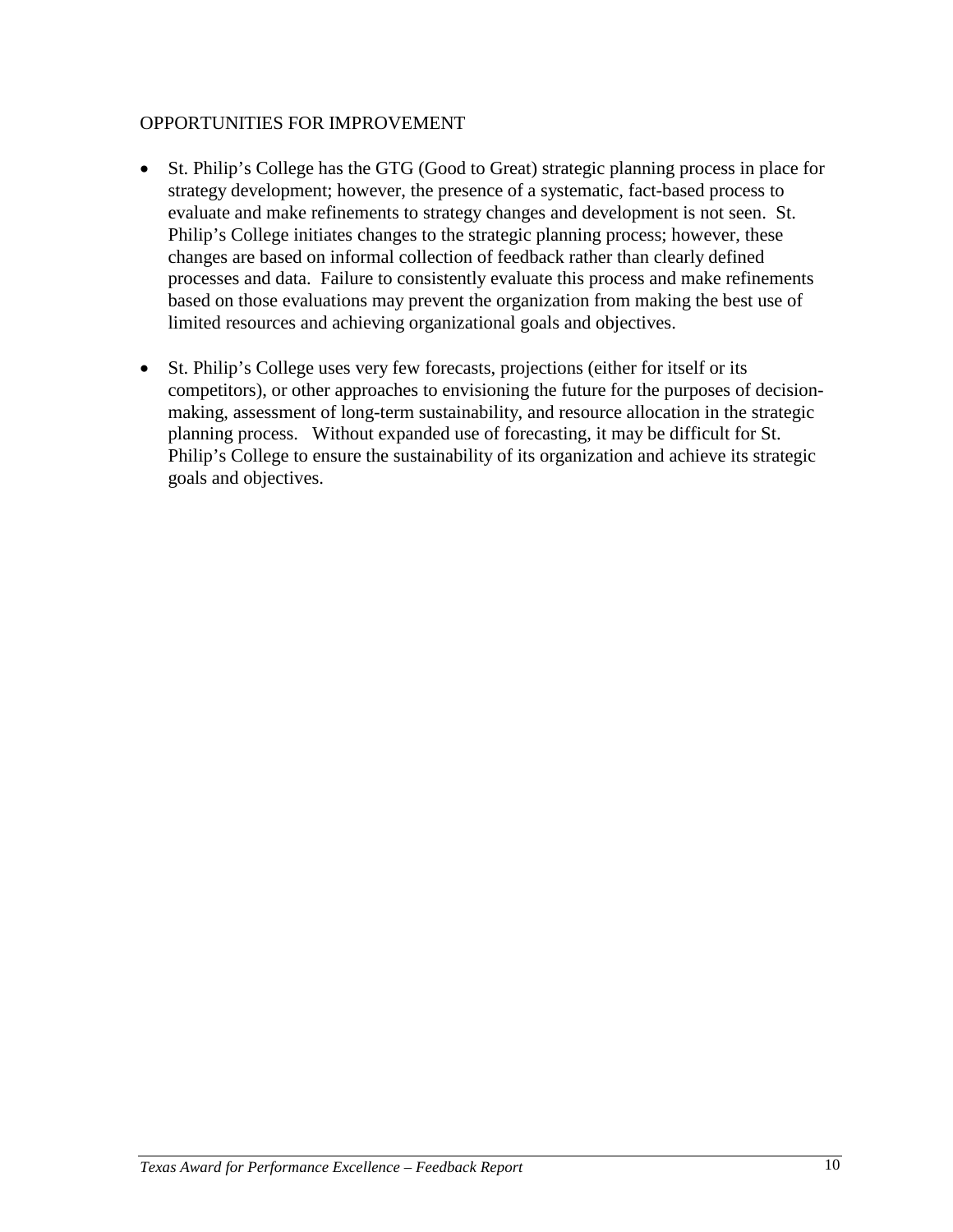OPPORTUNITIES FOR IMPROVEMENT

- St. Philip's College has the GTG (Good to Great) strategic planning process in place for strategy development; however, the presence of a systematic, fact-based process to evaluate and make refinements to strategy changes and development is not seen. St. Philip's College initiates changes to the strategic planning process; however, these changes are based on informal collection of feedback rather than clearly defined processes and data. Failure to consistently evaluate this process and make refinements based on those evaluations may prevent the organization from making the best use of limited resources and achieving organizational goals and objectives.

- St. Philip's College uses very few forecasts, projections (either for itself or its competitors), or other approaches to envisioning the future for the purposes of decision-making, assessment of long-term sustainability, and resource allocation in the strategic planning process. Without expanded use of forecasting, it may be difficult for St. Philip's College to ensure the sustainability of its organization and achieve its strategic goals and objectives.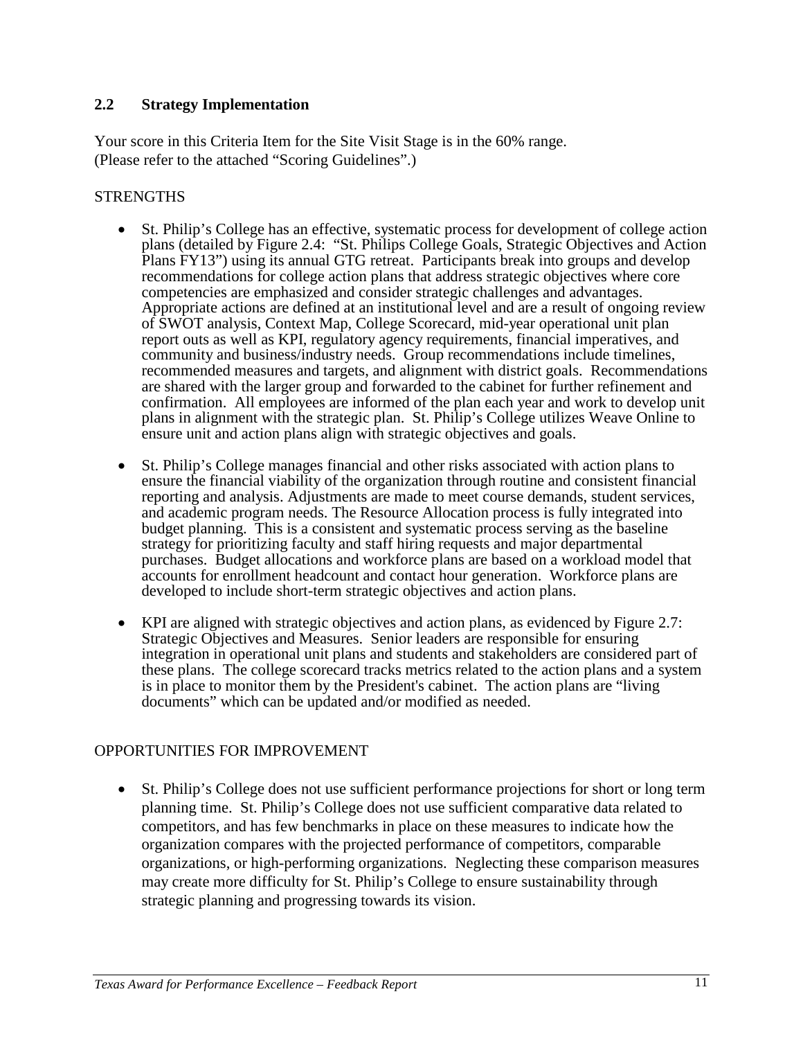## 2.2 Strategy Implementation

Your score in this Criteria Item for the Site Visit Stage is in the 60% range.
(Please refer to the attached "Scoring Guidelines".)

STRENGTHS

- St. Philip's College has an effective, systematic process for development of college action plans (detailed by Figure 2.4: "St. Philips College Goals, Strategic Objectives and Action Plans FY13") using its annual GTG retreat. Participants break into groups and develop recommendations for college action plans that address strategic objectives where core competencies are emphasized and consider strategic challenges and advantages. Appropriate actions are defined at an institutional level and are a result of ongoing review of SWOT analysis, Context Map, College Scorecard, mid-year operational unit plan report outs as well as KPI, regulatory agency requirements, financial imperatives, and community and business/industry needs. Group recommendations include timelines, recommended measures and targets, and alignment with district goals. Recommendations are shared with the larger group and forwarded to the cabinet for further refinement and confirmation. All employees are informed of the plan each year and work to develop unit plans in alignment with the strategic plan. St. Philip's College utilizes Weave Online to ensure unit and action plans align with strategic objectives and goals.

- St. Philip's College manages financial and other risks associated with action plans to ensure the financial viability of the organization through routine and consistent financial reporting and analysis. Adjustments are made to meet course demands, student services, and academic program needs. The Resource Allocation process is fully integrated into budget planning. This is a consistent and systematic process serving as the baseline strategy for prioritizing faculty and staff hiring requests and major departmental purchases. Budget allocations and workforce plans are based on a workload model that accounts for enrollment headcount and contact hour generation. Workforce plans are developed to include short-term strategic objectives and action plans.

- KPI are aligned with strategic objectives and action plans, as evidenced by Figure 2.7: Strategic Objectives and Measures. Senior leaders are responsible for ensuring integration in operational unit plans and students and stakeholders are considered part of these plans. The college scorecard tracks metrics related to the action plans and a system is in place to monitor them by the President's cabinet. The action plans are "living documents" which can be updated and/or modified as needed.

OPPORTUNITIES FOR IMPROVEMENT

- St. Philip's College does not use sufficient performance projections for short or long term planning time. St. Philip's College does not use sufficient comparative data related to competitors, and has few benchmarks in place on these measures to indicate how the organization compares with the projected performance of competitors, comparable organizations, or high-performing organizations. Neglecting these comparison measures may create more difficulty for St. Philip's College to ensure sustainability through strategic planning and progressing towards its vision.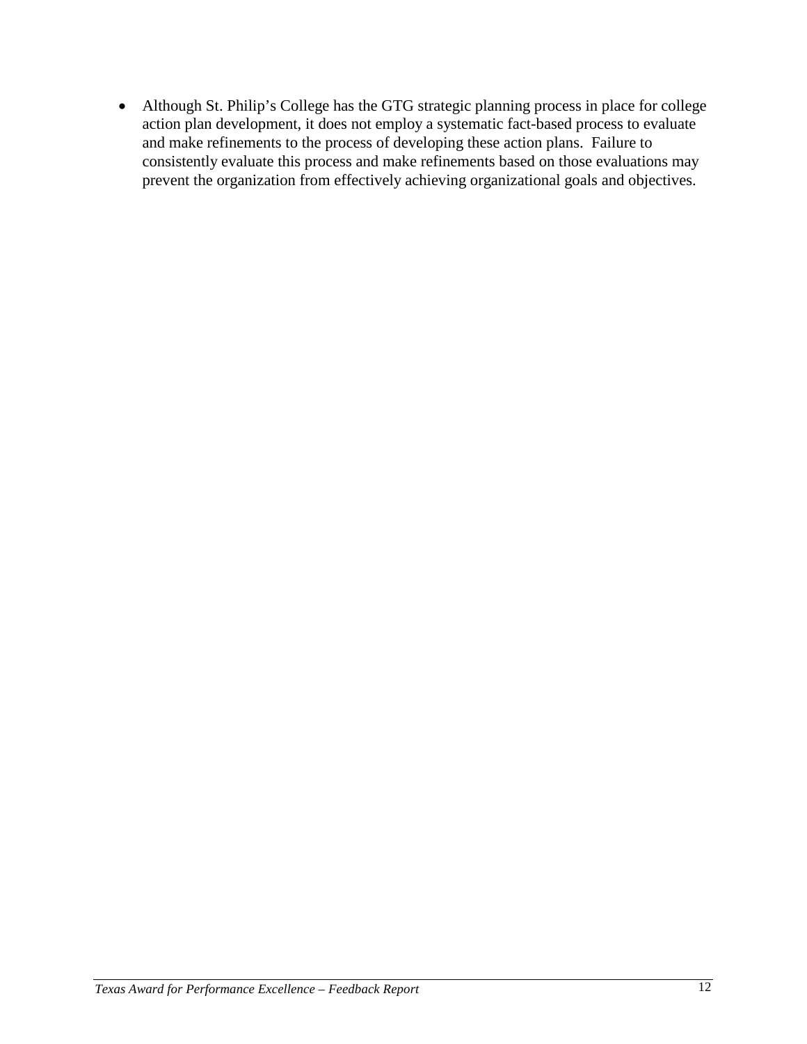- Although St. Philip's College has the GTG strategic planning process in place for college action plan development, it does not employ a systematic fact-based process to evaluate and make refinements to the process of developing these action plans. Failure to consistently evaluate this process and make refinements based on those evaluations may prevent the organization from effectively achieving organizational goals and objectives.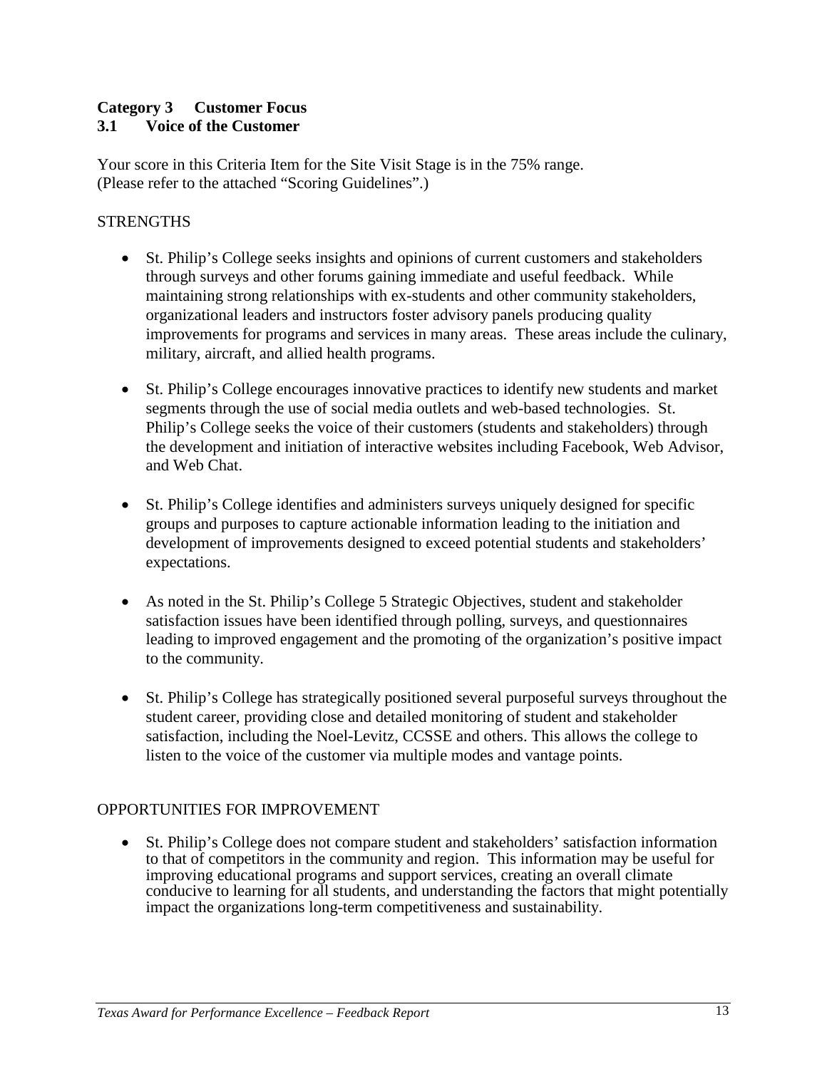## Category 3 Customer Focus

### 3.1 Voice of the Customer

Your score in this Criteria Item for the Site Visit Stage is in the 75% range.
(Please refer to the attached "Scoring Guidelines".)

STRENGTHS

- St. Philip's College seeks insights and opinions of current customers and stakeholders through surveys and other forums gaining immediate and useful feedback. While maintaining strong relationships with ex-students and other community stakeholders, organizational leaders and instructors foster advisory panels producing quality improvements for programs and services in many areas. These areas include the culinary, military, aircraft, and allied health programs.

- St. Philip's College encourages innovative practices to identify new students and market segments through the use of social media outlets and web-based technologies. St. Philip's College seeks the voice of their customers (students and stakeholders) through the development and initiation of interactive websites including Facebook, Web Advisor, and Web Chat.

- St. Philip's College identifies and administers surveys uniquely designed for specific groups and purposes to capture actionable information leading to the initiation and development of improvements designed to exceed potential students and stakeholders' expectations.

- As noted in the St. Philip's College 5 Strategic Objectives, student and stakeholder satisfaction issues have been identified through polling, surveys, and questionnaires leading to improved engagement and the promoting of the organization's positive impact to the community.

- St. Philip's College has strategically positioned several purposeful surveys throughout the student career, providing close and detailed monitoring of student and stakeholder satisfaction, including the Noel-Levitz, CCSSE and others. This allows the college to listen to the voice of the customer via multiple modes and vantage points.

OPPORTUNITIES FOR IMPROVEMENT

- St. Philip's College does not compare student and stakeholders' satisfaction information to that of competitors in the community and region. This information may be useful for improving educational programs and support services, creating an overall climate conducive to learning for all students, and understanding the factors that might potentially impact the organizations long-term competitiveness and sustainability.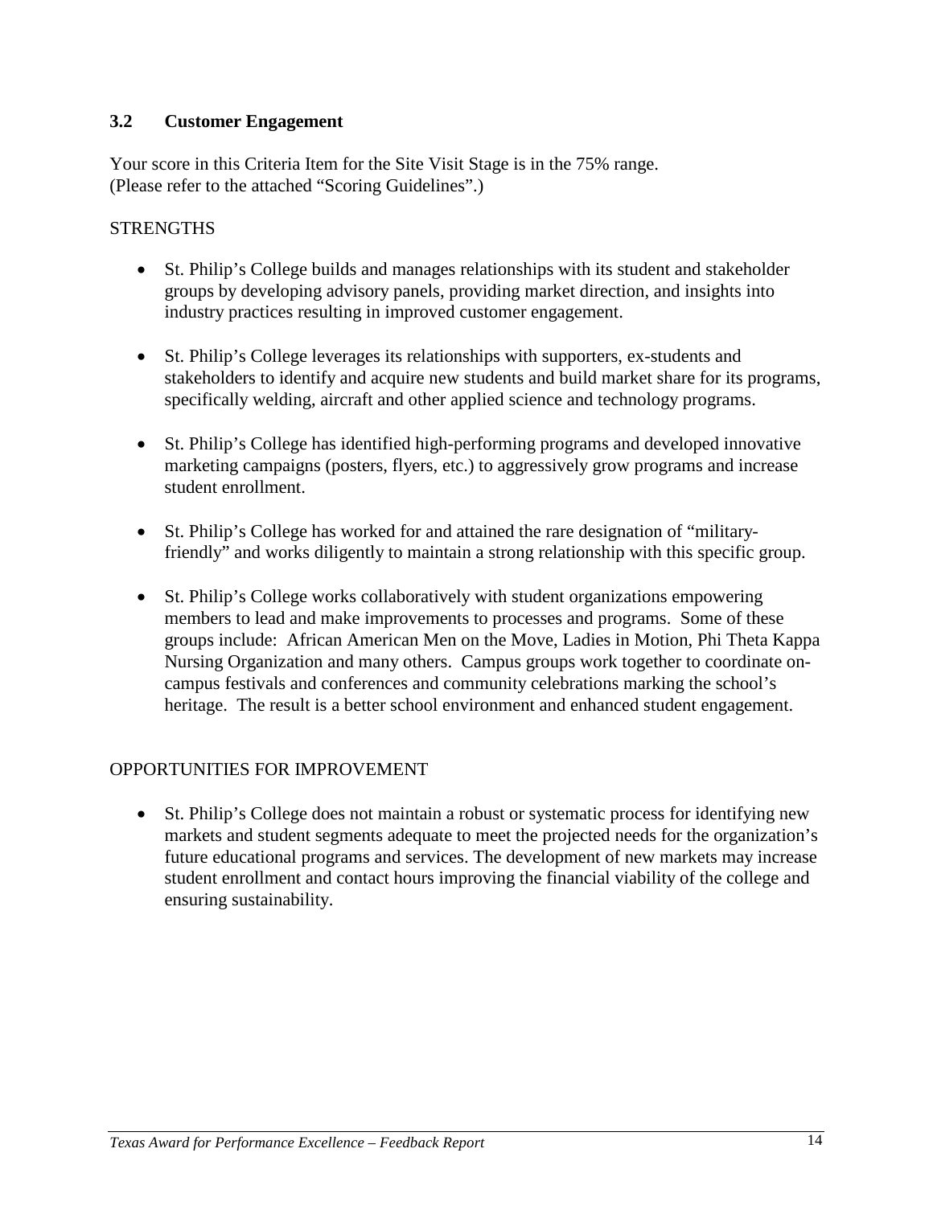### 3.2 Customer Engagement

Your score in this Criteria Item for the Site Visit Stage is in the 75% range.
(Please refer to the attached "Scoring Guidelines".)

STRENGTHS

- St. Philip's College builds and manages relationships with its student and stakeholder groups by developing advisory panels, providing market direction, and insights into industry practices resulting in improved customer engagement.
- St. Philip's College leverages its relationships with supporters, ex-students and stakeholders to identify and acquire new students and build market share for its programs, specifically welding, aircraft and other applied science and technology programs.
- St. Philip's College has identified high-performing programs and developed innovative marketing campaigns (posters, flyers, etc.) to aggressively grow programs and increase student enrollment.
- St. Philip's College has worked for and attained the rare designation of "military-friendly" and works diligently to maintain a strong relationship with this specific group.
- St. Philip's College works collaboratively with student organizations empowering members to lead and make improvements to processes and programs. Some of these groups include: African American Men on the Move, Ladies in Motion, Phi Theta Kappa Nursing Organization and many others. Campus groups work together to coordinate on-campus festivals and conferences and community celebrations marking the school's heritage. The result is a better school environment and enhanced student engagement.

OPPORTUNITIES FOR IMPROVEMENT

- St. Philip's College does not maintain a robust or systematic process for identifying new markets and student segments adequate to meet the projected needs for the organization's future educational programs and services. The development of new markets may increase student enrollment and contact hours improving the financial viability of the college and ensuring sustainability.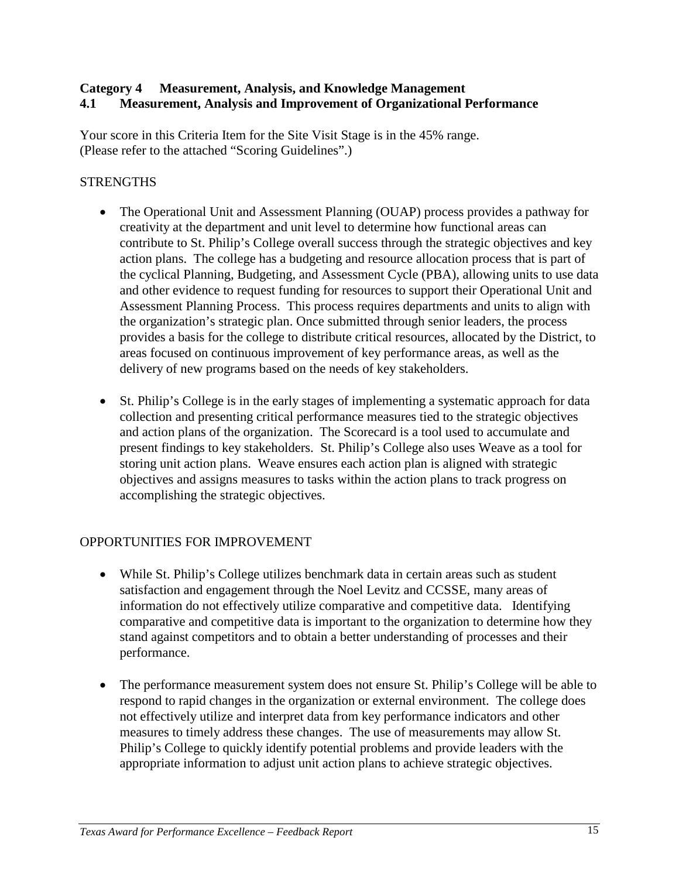**Category 4 Measurement, Analysis, and Knowledge Management**
**4.1 Measurement, Analysis and Improvement of Organizational Performance**

Your score in this Criteria Item for the Site Visit Stage is in the 45% range.
(Please refer to the attached "Scoring Guidelines".)

STRENGTHS

- The Operational Unit and Assessment Planning (OUAP) process provides a pathway for creativity at the department and unit level to determine how functional areas can contribute to St. Philip's College overall success through the strategic objectives and key action plans. The college has a budgeting and resource allocation process that is part of the cyclical Planning, Budgeting, and Assessment Cycle (PBA), allowing units to use data and other evidence to request funding for resources to support their Operational Unit and Assessment Planning Process. This process requires departments and units to align with the organization's strategic plan. Once submitted through senior leaders, the process provides a basis for the college to distribute critical resources, allocated by the District, to areas focused on continuous improvement of key performance areas, as well as the delivery of new programs based on the needs of key stakeholders.

- St. Philip's College is in the early stages of implementing a systematic approach for data collection and presenting critical performance measures tied to the strategic objectives and action plans of the organization. The Scorecard is a tool used to accumulate and present findings to key stakeholders. St. Philip's College also uses Weave as a tool for storing unit action plans. Weave ensures each action plan is aligned with strategic objectives and assigns measures to tasks within the action plans to track progress on accomplishing the strategic objectives.

OPPORTUNITIES FOR IMPROVEMENT

- While St. Philip's College utilizes benchmark data in certain areas such as student satisfaction and engagement through the Noel Levitz and CCSSE, many areas of information do not effectively utilize comparative and competitive data. Identifying comparative and competitive data is important to the organization to determine how they stand against competitors and to obtain a better understanding of processes and their performance.

- The performance measurement system does not ensure St. Philip's College will be able to respond to rapid changes in the organization or external environment. The college does not effectively utilize and interpret data from key performance indicators and other measures to timely address these changes. The use of measurements may allow St. Philip's College to quickly identify potential problems and provide leaders with the appropriate information to adjust unit action plans to achieve strategic objectives.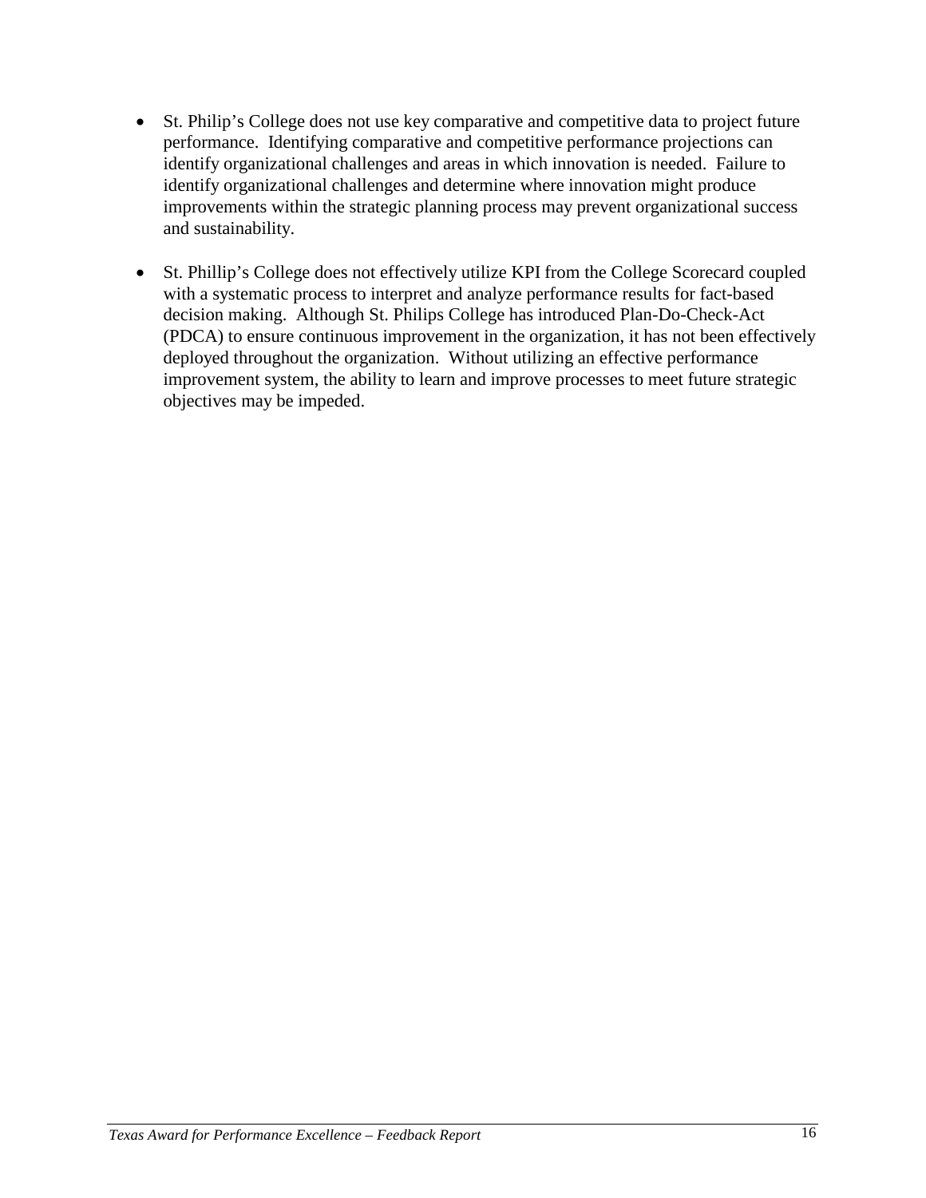- St. Philip's College does not use key comparative and competitive data to project future performance. Identifying comparative and competitive performance projections can identify organizational challenges and areas in which innovation is needed. Failure to identify organizational challenges and determine where innovation might produce improvements within the strategic planning process may prevent organizational success and sustainability.

- St. Phillip's College does not effectively utilize KPI from the College Scorecard coupled with a systematic process to interpret and analyze performance results for fact-based decision making. Although St. Philips College has introduced Plan-Do-Check-Act (PDCA) to ensure continuous improvement in the organization, it has not been effectively deployed throughout the organization. Without utilizing an effective performance improvement system, the ability to learn and improve processes to meet future strategic objectives may be impeded.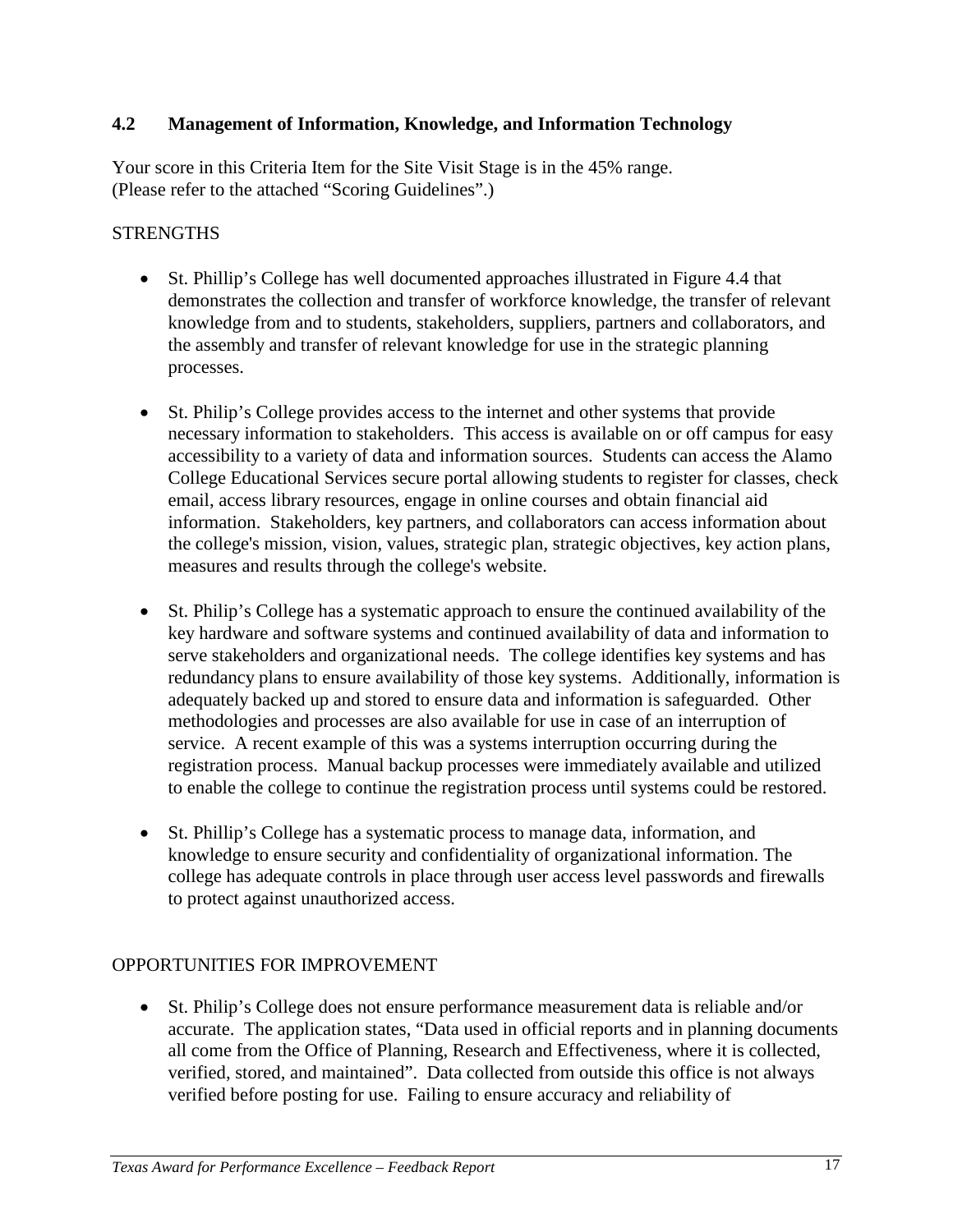### 4.2 Management of Information, Knowledge, and Information Technology

Your score in this Criteria Item for the Site Visit Stage is in the 45% range.
(Please refer to the attached "Scoring Guidelines".)

STRENGTHS

- St. Phillip's College has well documented approaches illustrated in Figure 4.4 that demonstrates the collection and transfer of workforce knowledge, the transfer of relevant knowledge from and to students, stakeholders, suppliers, partners and collaborators, and the assembly and transfer of relevant knowledge for use in the strategic planning processes.

- St. Philip's College provides access to the internet and other systems that provide necessary information to stakeholders. This access is available on or off campus for easy accessibility to a variety of data and information sources. Students can access the Alamo College Educational Services secure portal allowing students to register for classes, check email, access library resources, engage in online courses and obtain financial aid information. Stakeholders, key partners, and collaborators can access information about the college's mission, vision, values, strategic plan, strategic objectives, key action plans, measures and results through the college's website.

- St. Philip's College has a systematic approach to ensure the continued availability of the key hardware and software systems and continued availability of data and information to serve stakeholders and organizational needs. The college identifies key systems and has redundancy plans to ensure availability of those key systems. Additionally, information is adequately backed up and stored to ensure data and information is safeguarded. Other methodologies and processes are also available for use in case of an interruption of service. A recent example of this was a systems interruption occurring during the registration process. Manual backup processes were immediately available and utilized to enable the college to continue the registration process until systems could be restored.

- St. Phillip's College has a systematic process to manage data, information, and knowledge to ensure security and confidentiality of organizational information. The college has adequate controls in place through user access level passwords and firewalls to protect against unauthorized access.

OPPORTUNITIES FOR IMPROVEMENT

- St. Philip's College does not ensure performance measurement data is reliable and/or accurate. The application states, "Data used in official reports and in planning documents all come from the Office of Planning, Research and Effectiveness, where it is collected, verified, stored, and maintained". Data collected from outside this office is not always verified before posting for use. Failing to ensure accuracy and reliability of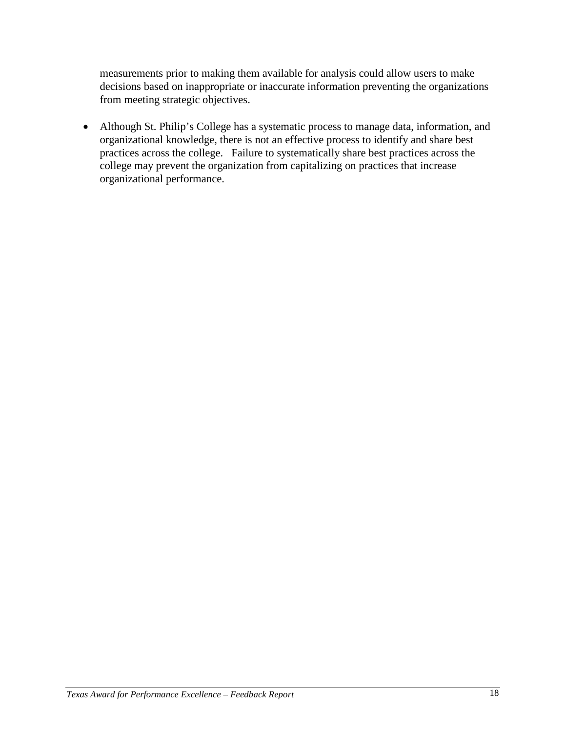measurements prior to making them available for analysis could allow users to make decisions based on inappropriate or inaccurate information preventing the organizations from meeting strategic objectives.

- Although St. Philip's College has a systematic process to manage data, information, and organizational knowledge, there is not an effective process to identify and share best practices across the college. Failure to systematically share best practices across the college may prevent the organization from capitalizing on practices that increase organizational performance.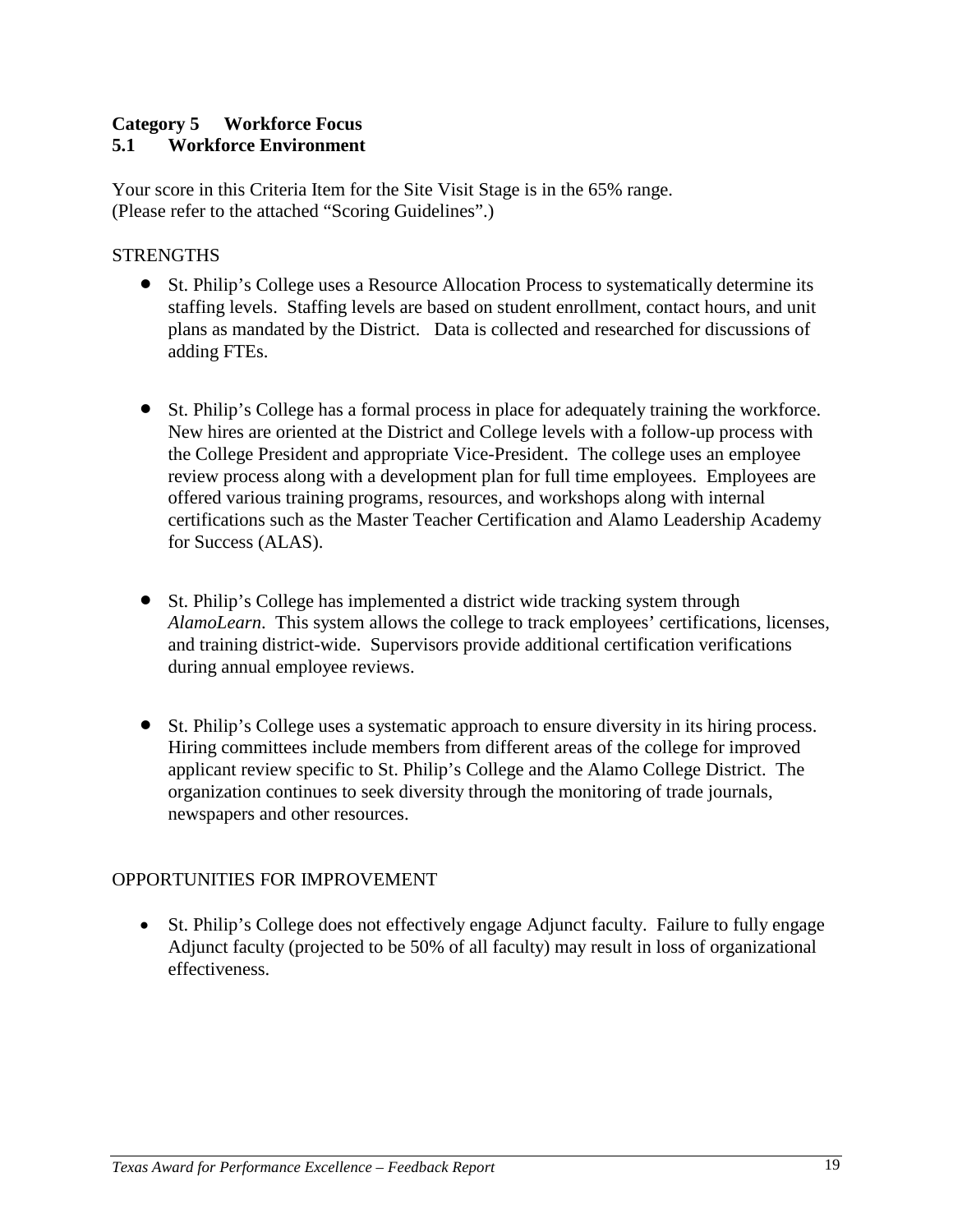**Category 5 Workforce Focus**
**5.1 Workforce Environment**

Your score in this Criteria Item for the Site Visit Stage is in the 65% range.
(Please refer to the attached "Scoring Guidelines".)

STRENGTHS

- St. Philip's College uses a Resource Allocation Process to systematically determine its staffing levels. Staffing levels are based on student enrollment, contact hours, and unit plans as mandated by the District. Data is collected and researched for discussions of adding FTEs.

- St. Philip's College has a formal process in place for adequately training the workforce. New hires are oriented at the District and College levels with a follow-up process with the College President and appropriate Vice-President. The college uses an employee review process along with a development plan for full time employees. Employees are offered various training programs, resources, and workshops along with internal certifications such as the Master Teacher Certification and Alamo Leadership Academy for Success (ALAS).

- St. Philip's College has implemented a district wide tracking system through *AlamoLearn*. This system allows the college to track employees' certifications, licenses, and training district-wide. Supervisors provide additional certification verifications during annual employee reviews.

- St. Philip's College uses a systematic approach to ensure diversity in its hiring process. Hiring committees include members from different areas of the college for improved applicant review specific to St. Philip's College and the Alamo College District. The organization continues to seek diversity through the monitoring of trade journals, newspapers and other resources.

OPPORTUNITIES FOR IMPROVEMENT

- St. Philip's College does not effectively engage Adjunct faculty. Failure to fully engage Adjunct faculty (projected to be 50% of all faculty) may result in loss of organizational effectiveness.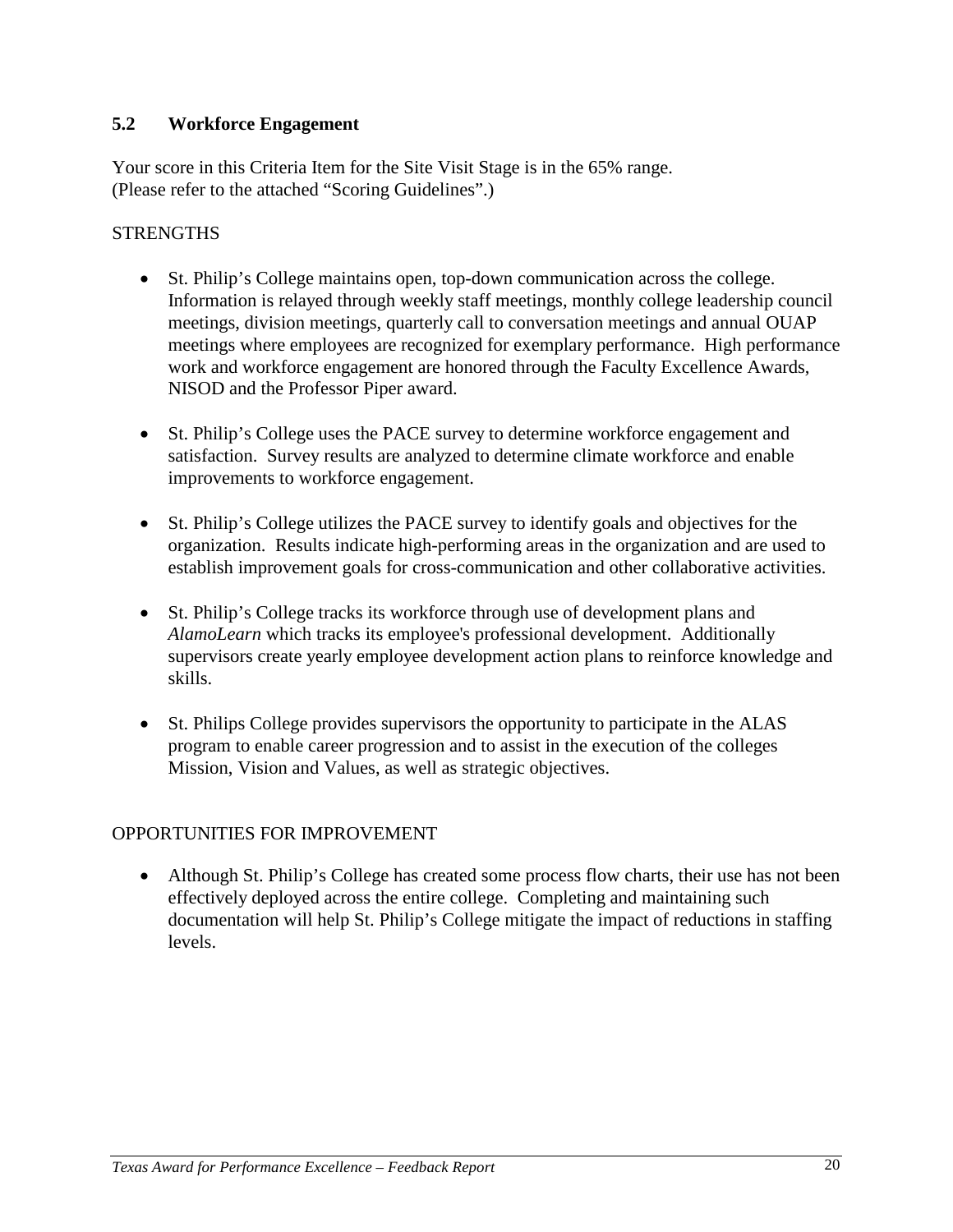### 5.2 Workforce Engagement

Your score in this Criteria Item for the Site Visit Stage is in the 65% range.
(Please refer to the attached "Scoring Guidelines".)

STRENGTHS

- St. Philip's College maintains open, top-down communication across the college. Information is relayed through weekly staff meetings, monthly college leadership council meetings, division meetings, quarterly call to conversation meetings and annual OUAP meetings where employees are recognized for exemplary performance. High performance work and workforce engagement are honored through the Faculty Excellence Awards, NISOD and the Professor Piper award.

- St. Philip's College uses the PACE survey to determine workforce engagement and satisfaction. Survey results are analyzed to determine climate workforce and enable improvements to workforce engagement.

- St. Philip's College utilizes the PACE survey to identify goals and objectives for the organization. Results indicate high-performing areas in the organization and are used to establish improvement goals for cross-communication and other collaborative activities.

- St. Philip's College tracks its workforce through use of development plans and *AlamoLearn* which tracks its employee's professional development. Additionally supervisors create yearly employee development action plans to reinforce knowledge and skills.

- St. Philips College provides supervisors the opportunity to participate in the ALAS program to enable career progression and to assist in the execution of the colleges Mission, Vision and Values, as well as strategic objectives.

OPPORTUNITIES FOR IMPROVEMENT

- Although St. Philip's College has created some process flow charts, their use has not been effectively deployed across the entire college. Completing and maintaining such documentation will help St. Philip's College mitigate the impact of reductions in staffing levels.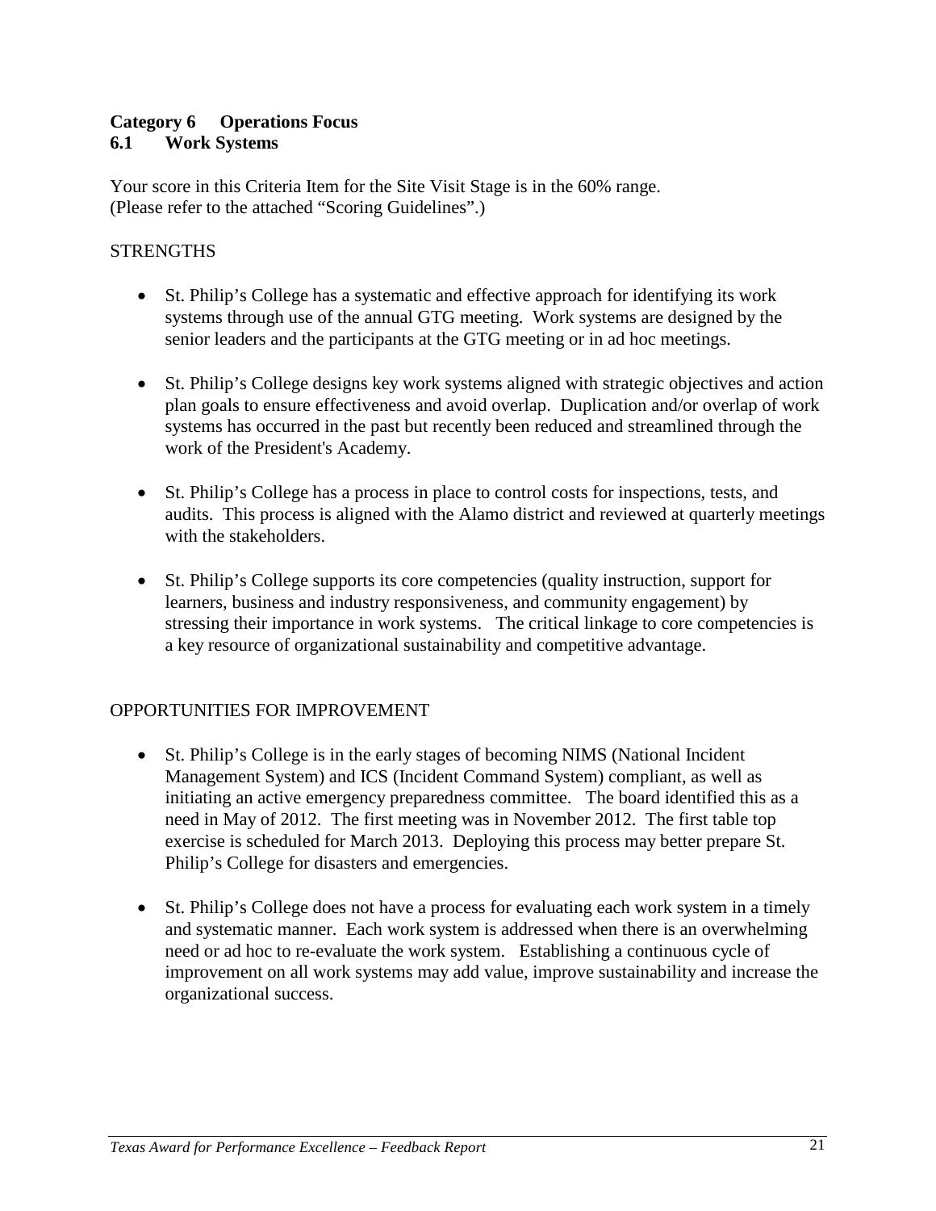**Category 6 Operations Focus**
**6.1 Work Systems**

Your score in this Criteria Item for the Site Visit Stage is in the 60% range.
(Please refer to the attached "Scoring Guidelines".)

STRENGTHS

- St. Philip's College has a systematic and effective approach for identifying its work systems through use of the annual GTG meeting. Work systems are designed by the senior leaders and the participants at the GTG meeting or in ad hoc meetings.

- St. Philip's College designs key work systems aligned with strategic objectives and action plan goals to ensure effectiveness and avoid overlap. Duplication and/or overlap of work systems has occurred in the past but recently been reduced and streamlined through the work of the President's Academy.

- St. Philip's College has a process in place to control costs for inspections, tests, and audits. This process is aligned with the Alamo district and reviewed at quarterly meetings with the stakeholders.

- St. Philip's College supports its core competencies (quality instruction, support for learners, business and industry responsiveness, and community engagement) by stressing their importance in work systems. The critical linkage to core competencies is a key resource of organizational sustainability and competitive advantage.

OPPORTUNITIES FOR IMPROVEMENT

- St. Philip's College is in the early stages of becoming NIMS (National Incident Management System) and ICS (Incident Command System) compliant, as well as initiating an active emergency preparedness committee. The board identified this as a need in May of 2012. The first meeting was in November 2012. The first table top exercise is scheduled for March 2013. Deploying this process may better prepare St. Philip's College for disasters and emergencies.

- St. Philip's College does not have a process for evaluating each work system in a timely and systematic manner. Each work system is addressed when there is an overwhelming need or ad hoc to re-evaluate the work system. Establishing a continuous cycle of improvement on all work systems may add value, improve sustainability and increase the organizational success.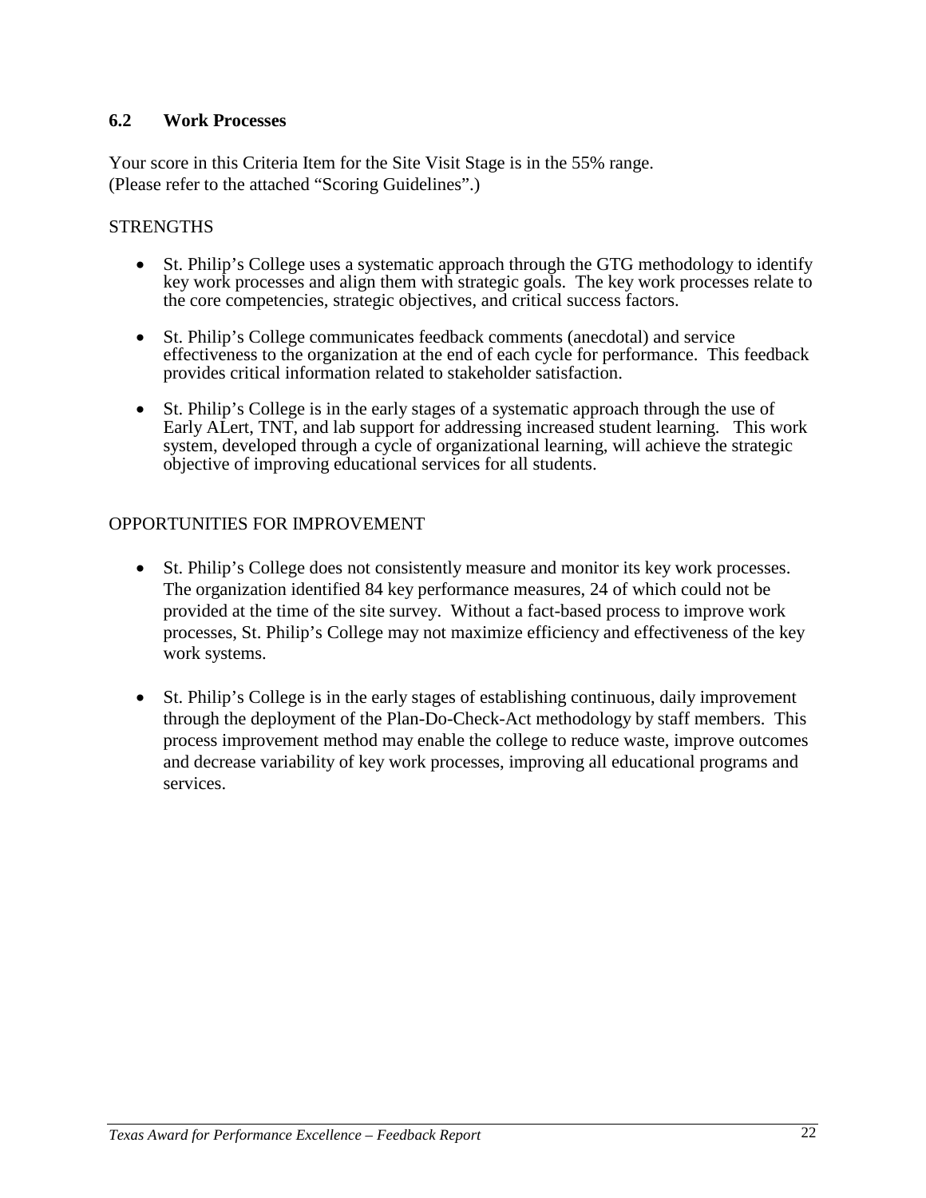## 6.2 Work Processes

Your score in this Criteria Item for the Site Visit Stage is in the 55% range.
(Please refer to the attached "Scoring Guidelines".)

STRENGTHS

- St. Philip's College uses a systematic approach through the GTG methodology to identify key work processes and align them with strategic goals. The key work processes relate to the core competencies, strategic objectives, and critical success factors.

- St. Philip's College communicates feedback comments (anecdotal) and service effectiveness to the organization at the end of each cycle for performance. This feedback provides critical information related to stakeholder satisfaction.

- St. Philip's College is in the early stages of a systematic approach through the use of Early ALert, TNT, and lab support for addressing increased student learning. This work system, developed through a cycle of organizational learning, will achieve the strategic objective of improving educational services for all students.

OPPORTUNITIES FOR IMPROVEMENT

- St. Philip's College does not consistently measure and monitor its key work processes. The organization identified 84 key performance measures, 24 of which could not be provided at the time of the site survey. Without a fact-based process to improve work processes, St. Philip's College may not maximize efficiency and effectiveness of the key work systems.

- St. Philip's College is in the early stages of establishing continuous, daily improvement through the deployment of the Plan-Do-Check-Act methodology by staff members. This process improvement method may enable the college to reduce waste, improve outcomes and decrease variability of key work processes, improving all educational programs and services.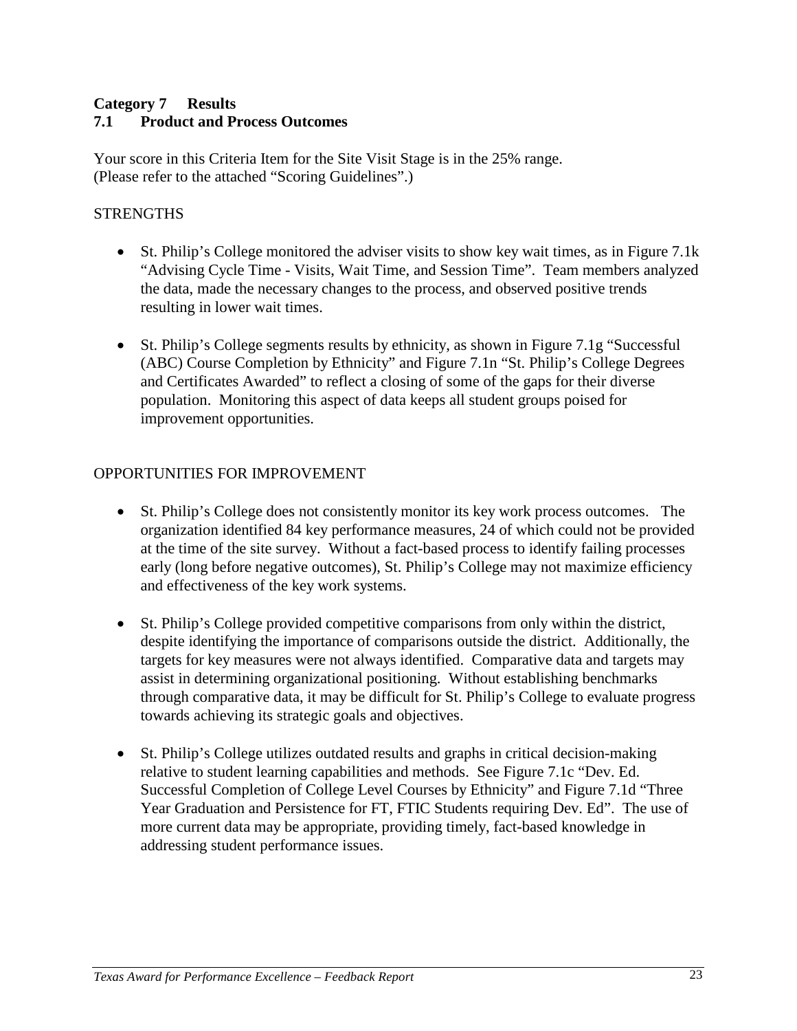## Category 7 Results

### 7.1 Product and Process Outcomes

Your score in this Criteria Item for the Site Visit Stage is in the 25% range.
(Please refer to the attached "Scoring Guidelines".)

STRENGTHS

- St. Philip's College monitored the adviser visits to show key wait times, as in Figure 7.1k "Advising Cycle Time - Visits, Wait Time, and Session Time". Team members analyzed the data, made the necessary changes to the process, and observed positive trends resulting in lower wait times.

- St. Philip's College segments results by ethnicity, as shown in Figure 7.1g "Successful (ABC) Course Completion by Ethnicity" and Figure 7.1n "St. Philip's College Degrees and Certificates Awarded" to reflect a closing of some of the gaps for their diverse population. Monitoring this aspect of data keeps all student groups poised for improvement opportunities.

OPPORTUNITIES FOR IMPROVEMENT

- St. Philip's College does not consistently monitor its key work process outcomes. The organization identified 84 key performance measures, 24 of which could not be provided at the time of the site survey. Without a fact-based process to identify failing processes early (long before negative outcomes), St. Philip's College may not maximize efficiency and effectiveness of the key work systems.

- St. Philip's College provided competitive comparisons from only within the district, despite identifying the importance of comparisons outside the district. Additionally, the targets for key measures were not always identified. Comparative data and targets may assist in determining organizational positioning. Without establishing benchmarks through comparative data, it may be difficult for St. Philip's College to evaluate progress towards achieving its strategic goals and objectives.

- St. Philip's College utilizes outdated results and graphs in critical decision-making relative to student learning capabilities and methods. See Figure 7.1c "Dev. Ed. Successful Completion of College Level Courses by Ethnicity" and Figure 7.1d "Three Year Graduation and Persistence for FT, FTIC Students requiring Dev. Ed". The use of more current data may be appropriate, providing timely, fact-based knowledge in addressing student performance issues.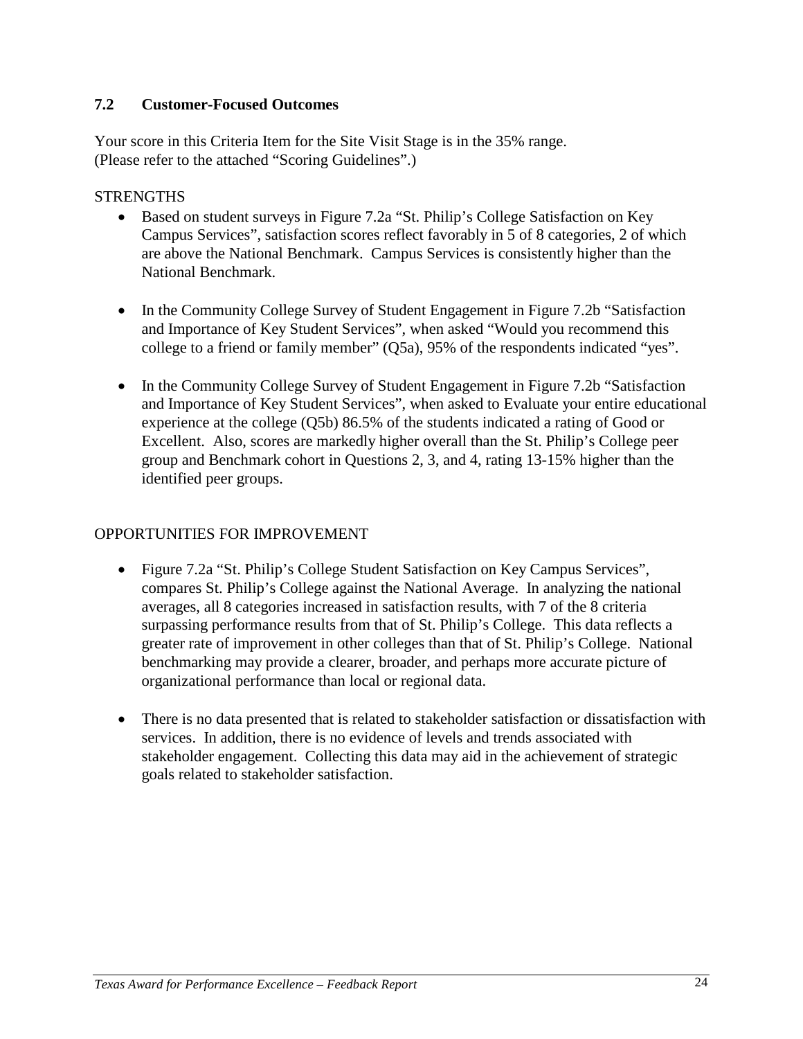## 7.2 Customer-Focused Outcomes

Your score in this Criteria Item for the Site Visit Stage is in the 35% range.
(Please refer to the attached "Scoring Guidelines".)

STRENGTHS

- Based on student surveys in Figure 7.2a "St. Philip's College Satisfaction on Key Campus Services", satisfaction scores reflect favorably in 5 of 8 categories, 2 of which are above the National Benchmark. Campus Services is consistently higher than the National Benchmark.

- In the Community College Survey of Student Engagement in Figure 7.2b "Satisfaction and Importance of Key Student Services", when asked "Would you recommend this college to a friend or family member" (Q5a), 95% of the respondents indicated "yes".

- In the Community College Survey of Student Engagement in Figure 7.2b "Satisfaction and Importance of Key Student Services", when asked to Evaluate your entire educational experience at the college (Q5b) 86.5% of the students indicated a rating of Good or Excellent. Also, scores are markedly higher overall than the St. Philip's College peer group and Benchmark cohort in Questions 2, 3, and 4, rating 13-15% higher than the identified peer groups.

OPPORTUNITIES FOR IMPROVEMENT

- Figure 7.2a "St. Philip's College Student Satisfaction on Key Campus Services", compares St. Philip's College against the National Average. In analyzing the national averages, all 8 categories increased in satisfaction results, with 7 of the 8 criteria surpassing performance results from that of St. Philip's College. This data reflects a greater rate of improvement in other colleges than that of St. Philip's College. National benchmarking may provide a clearer, broader, and perhaps more accurate picture of organizational performance than local or regional data.

- There is no data presented that is related to stakeholder satisfaction or dissatisfaction with services. In addition, there is no evidence of levels and trends associated with stakeholder engagement. Collecting this data may aid in the achievement of strategic goals related to stakeholder satisfaction.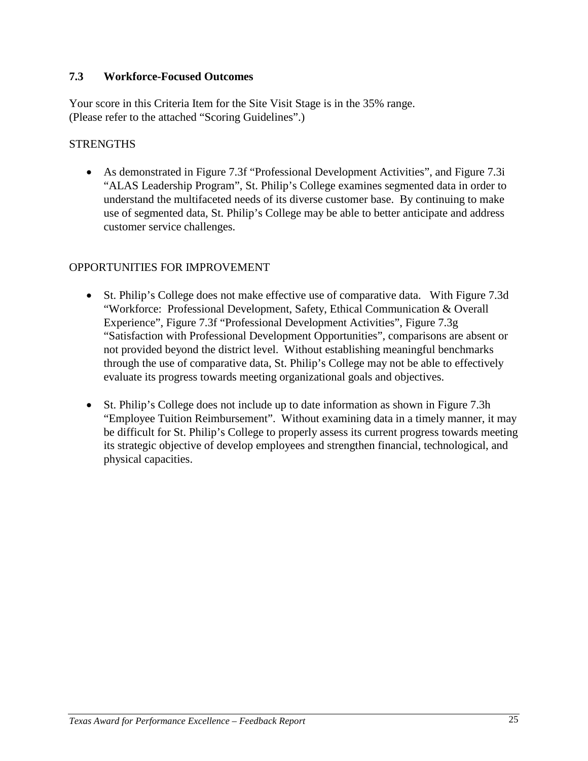### 7.3 Workforce-Focused Outcomes

Your score in this Criteria Item for the Site Visit Stage is in the 35% range.
(Please refer to the attached "Scoring Guidelines".)

STRENGTHS

- As demonstrated in Figure 7.3f "Professional Development Activities", and Figure 7.3i "ALAS Leadership Program", St. Philip's College examines segmented data in order to understand the multifaceted needs of its diverse customer base. By continuing to make use of segmented data, St. Philip's College may be able to better anticipate and address customer service challenges.

OPPORTUNITIES FOR IMPROVEMENT

- St. Philip's College does not make effective use of comparative data. With Figure 7.3d "Workforce: Professional Development, Safety, Ethical Communication & Overall Experience", Figure 7.3f "Professional Development Activities", Figure 7.3g "Satisfaction with Professional Development Opportunities", comparisons are absent or not provided beyond the district level. Without establishing meaningful benchmarks through the use of comparative data, St. Philip's College may not be able to effectively evaluate its progress towards meeting organizational goals and objectives.

- St. Philip's College does not include up to date information as shown in Figure 7.3h "Employee Tuition Reimbursement". Without examining data in a timely manner, it may be difficult for St. Philip's College to properly assess its current progress towards meeting its strategic objective of develop employees and strengthen financial, technological, and physical capacities.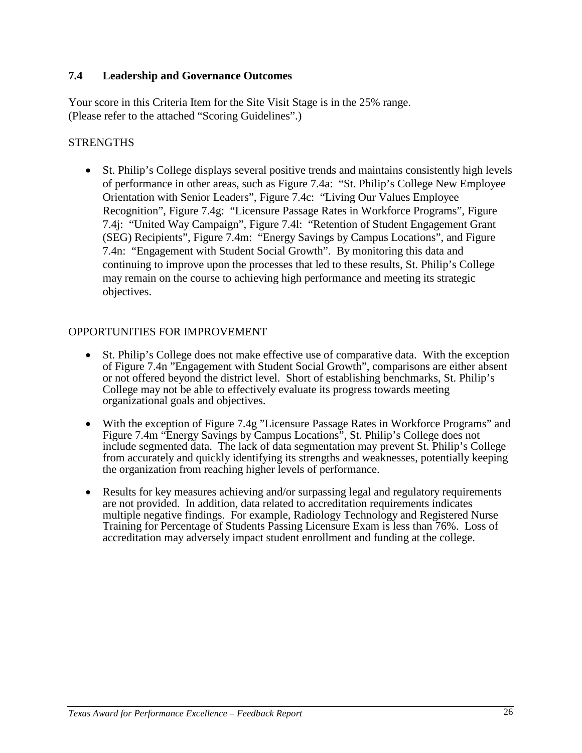## 7.4 Leadership and Governance Outcomes

Your score in this Criteria Item for the Site Visit Stage is in the 25% range.
(Please refer to the attached "Scoring Guidelines".)

STRENGTHS

- St. Philip's College displays several positive trends and maintains consistently high levels of performance in other areas, such as Figure 7.4a: "St. Philip's College New Employee Orientation with Senior Leaders", Figure 7.4c: "Living Our Values Employee Recognition", Figure 7.4g: "Licensure Passage Rates in Workforce Programs", Figure 7.4j: "United Way Campaign", Figure 7.4l: "Retention of Student Engagement Grant (SEG) Recipients", Figure 7.4m: "Energy Savings by Campus Locations", and Figure 7.4n: "Engagement with Student Social Growth". By monitoring this data and continuing to improve upon the processes that led to these results, St. Philip's College may remain on the course to achieving high performance and meeting its strategic objectives.

OPPORTUNITIES FOR IMPROVEMENT

- St. Philip's College does not make effective use of comparative data. With the exception of Figure 7.4n "Engagement with Student Social Growth", comparisons are either absent or not offered beyond the district level. Short of establishing benchmarks, St. Philip's College may not be able to effectively evaluate its progress towards meeting organizational goals and objectives.
- With the exception of Figure 7.4g "Licensure Passage Rates in Workforce Programs" and Figure 7.4m "Energy Savings by Campus Locations", St. Philip's College does not include segmented data. The lack of data segmentation may prevent St. Philip's College from accurately and quickly identifying its strengths and weaknesses, potentially keeping the organization from reaching higher levels of performance.
- Results for key measures achieving and/or surpassing legal and regulatory requirements are not provided. In addition, data related to accreditation requirements indicates multiple negative findings. For example, Radiology Technology and Registered Nurse Training for Percentage of Students Passing Licensure Exam is less than 76%. Loss of accreditation may adversely impact student enrollment and funding at the college.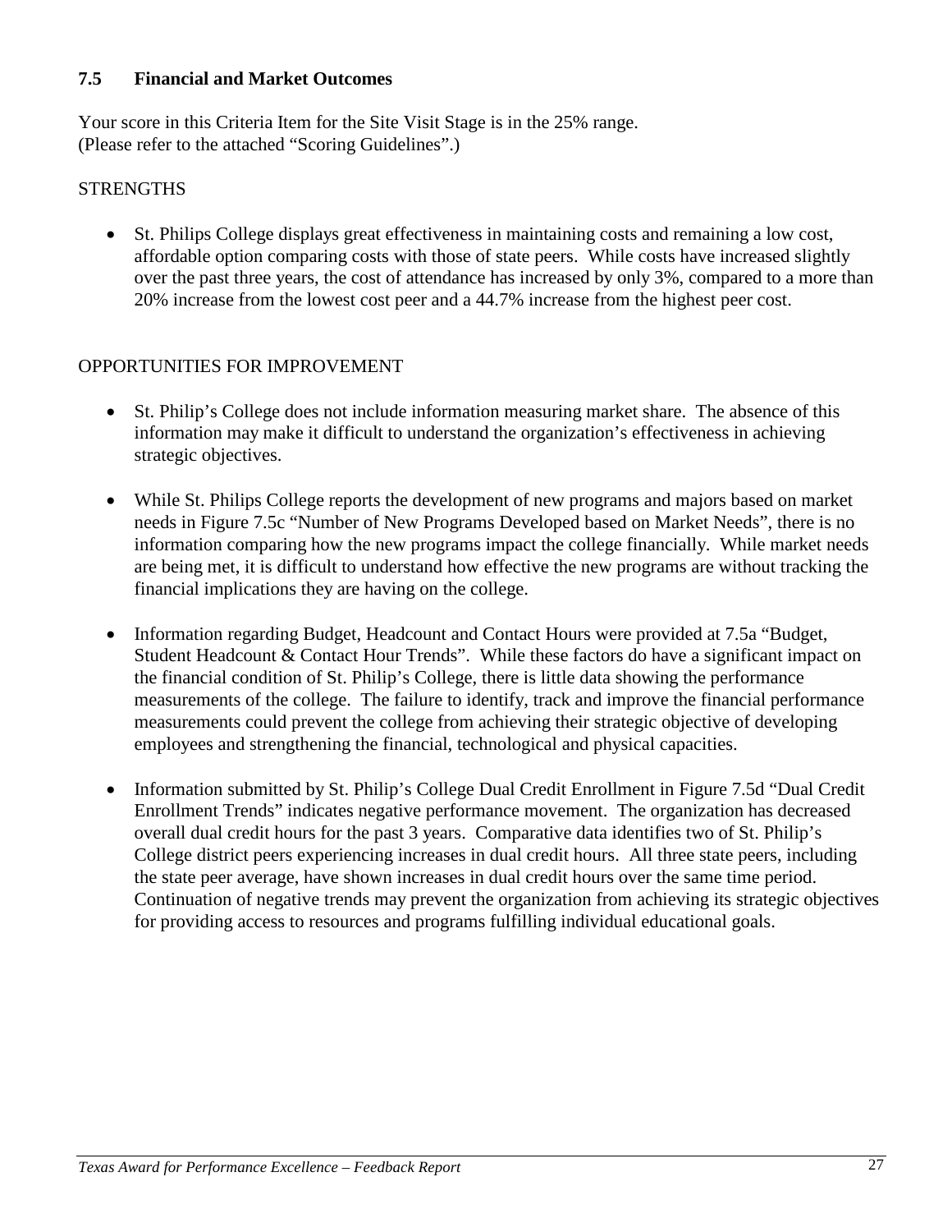### 7.5 Financial and Market Outcomes

Your score in this Criteria Item for the Site Visit Stage is in the 25% range.
(Please refer to the attached "Scoring Guidelines".)

STRENGTHS

- St. Philips College displays great effectiveness in maintaining costs and remaining a low cost, affordable option comparing costs with those of state peers. While costs have increased slightly over the past three years, the cost of attendance has increased by only 3%, compared to a more than 20% increase from the lowest cost peer and a 44.7% increase from the highest peer cost.

OPPORTUNITIES FOR IMPROVEMENT

- St. Philip's College does not include information measuring market share. The absence of this information may make it difficult to understand the organization's effectiveness in achieving strategic objectives.

- While St. Philips College reports the development of new programs and majors based on market needs in Figure 7.5c "Number of New Programs Developed based on Market Needs", there is no information comparing how the new programs impact the college financially. While market needs are being met, it is difficult to understand how effective the new programs are without tracking the financial implications they are having on the college.

- Information regarding Budget, Headcount and Contact Hours were provided at 7.5a "Budget, Student Headcount & Contact Hour Trends". While these factors do have a significant impact on the financial condition of St. Philip's College, there is little data showing the performance measurements of the college. The failure to identify, track and improve the financial performance measurements could prevent the college from achieving their strategic objective of developing employees and strengthening the financial, technological and physical capacities.

- Information submitted by St. Philip's College Dual Credit Enrollment in Figure 7.5d "Dual Credit Enrollment Trends" indicates negative performance movement. The organization has decreased overall dual credit hours for the past 3 years. Comparative data identifies two of St. Philip's College district peers experiencing increases in dual credit hours. All three state peers, including the state peer average, have shown increases in dual credit hours over the same time period. Continuation of negative trends may prevent the organization from achieving its strategic objectives for providing access to resources and programs fulfilling individual educational goals.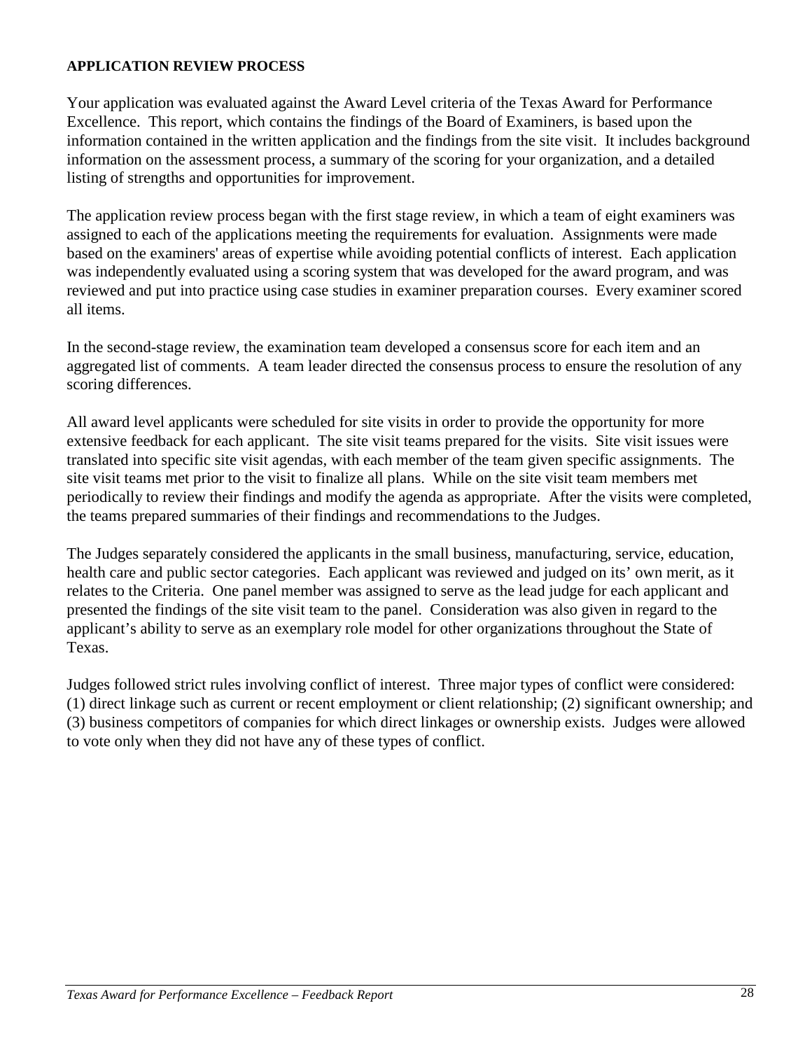**APPLICATION REVIEW PROCESS**

Your application was evaluated against the Award Level criteria of the Texas Award for Performance Excellence. This report, which contains the findings of the Board of Examiners, is based upon the information contained in the written application and the findings from the site visit. It includes background information on the assessment process, a summary of the scoring for your organization, and a detailed listing of strengths and opportunities for improvement.

The application review process began with the first stage review, in which a team of eight examiners was assigned to each of the applications meeting the requirements for evaluation. Assignments were made based on the examiners' areas of expertise while avoiding potential conflicts of interest. Each application was independently evaluated using a scoring system that was developed for the award program, and was reviewed and put into practice using case studies in examiner preparation courses. Every examiner scored all items.

In the second-stage review, the examination team developed a consensus score for each item and an aggregated list of comments. A team leader directed the consensus process to ensure the resolution of any scoring differences.

All award level applicants were scheduled for site visits in order to provide the opportunity for more extensive feedback for each applicant. The site visit teams prepared for the visits. Site visit issues were translated into specific site visit agendas, with each member of the team given specific assignments. The site visit teams met prior to the visit to finalize all plans. While on the site visit team members met periodically to review their findings and modify the agenda as appropriate. After the visits were completed, the teams prepared summaries of their findings and recommendations to the Judges.

The Judges separately considered the applicants in the small business, manufacturing, service, education, health care and public sector categories. Each applicant was reviewed and judged on its' own merit, as it relates to the Criteria. One panel member was assigned to serve as the lead judge for each applicant and presented the findings of the site visit team to the panel. Consideration was also given in regard to the applicant's ability to serve as an exemplary role model for other organizations throughout the State of Texas.

Judges followed strict rules involving conflict of interest. Three major types of conflict were considered: (1) direct linkage such as current or recent employment or client relationship; (2) significant ownership; and (3) business competitors of companies for which direct linkages or ownership exists. Judges were allowed to vote only when they did not have any of these types of conflict.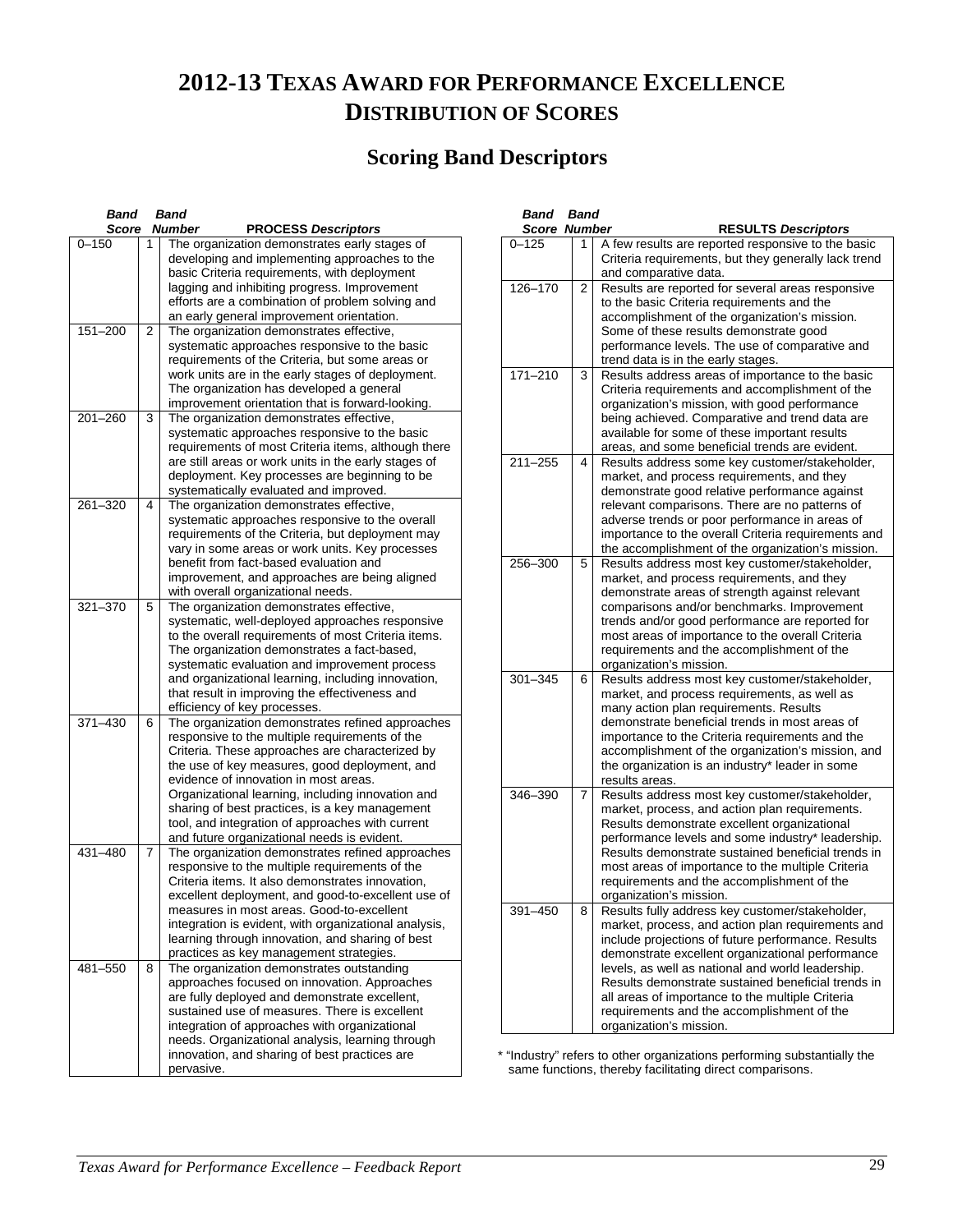# 2012-13 TEXAS AWARD FOR PERFORMANCE EXCELLENCE DISTRIBUTION OF SCORES

## Scoring Band Descriptors

| Band Score | Band Number | PROCESS *Descriptors* |
|---|---|---|
| 0–150 | 1 | The organization demonstrates early stages of developing and implementing approaches to the basic Criteria requirements, with deployment lagging and inhibiting progress. Improvement efforts are a combination of problem solving and an early general improvement orientation. |
| 151–200 | 2 | The organization demonstrates effective, systematic approaches responsive to the basic requirements of the Criteria, but some areas or work units are in the early stages of deployment. The organization has developed a general improvement orientation that is forward-looking. |
| 201–260 | 3 | The organization demonstrates effective, systematic approaches responsive to the basic requirements of most Criteria items, although there are still areas or work units in the early stages of deployment. Key processes are beginning to be systematically evaluated and improved. |
| 261–320 | 4 | The organization demonstrates effective, systematic approaches responsive to the overall requirements of the Criteria, but deployment may vary in some areas or work units. Key processes benefit from fact-based evaluation and improvement, and approaches are being aligned with overall organizational needs. |
| 321–370 | 5 | The organization demonstrates effective, systematic, well-deployed approaches responsive to the overall requirements of most Criteria items. The organization demonstrates a fact-based, systematic evaluation and improvement process and organizational learning, including innovation, that result in improving the effectiveness and efficiency of key processes. |
| 371–430 | 6 | The organization demonstrates refined approaches responsive to the multiple requirements of the Criteria. These approaches are characterized by the use of key measures, good deployment, and evidence of innovation in most areas. Organizational learning, including innovation and sharing of best practices, is a key management tool, and integration of approaches with current and future organizational needs is evident. |
| 431–480 | 7 | The organization demonstrates refined approaches responsive to the multiple requirements of the Criteria items. It also demonstrates innovation, excellent deployment, and good-to-excellent use of measures in most areas. Good-to-excellent integration is evident, with organizational analysis, learning through innovation, and sharing of best practices as key management strategies. |
| 481–550 | 8 | The organization demonstrates outstanding approaches focused on innovation. Approaches are fully deployed and demonstrate excellent, sustained use of measures. There is excellent integration of approaches with organizational needs. Organizational analysis, learning through innovation, and sharing of best practices are pervasive. |

| Band Score | Band Number | RESULTS *Descriptors* |
|---|---|---|
| 0–125 | 1 | A few results are reported responsive to the basic Criteria requirements, but they generally lack trend and comparative data. |
| 126–170 | 2 | Results are reported for several areas responsive to the basic Criteria requirements and the accomplishment of the organization's mission. Some of these results demonstrate good performance levels. The use of comparative and trend data is in the early stages. |
| 171–210 | 3 | Results address areas of importance to the basic Criteria requirements and accomplishment of the organization's mission, with good performance being achieved. Comparative and trend data are available for some of these important results areas, and some beneficial trends are evident. |
| 211–255 | 4 | Results address some key customer/stakeholder, market, and process requirements, and they demonstrate good relative performance against relevant comparisons. There are no patterns of adverse trends or poor performance in areas of importance to the overall Criteria requirements and the accomplishment of the organization's mission. |
| 256–300 | 5 | Results address most key customer/stakeholder, market, and process requirements, and they demonstrate areas of strength against relevant comparisons and/or benchmarks. Improvement trends and/or good performance are reported for most areas of importance to the overall Criteria requirements and the accomplishment of the organization's mission. |
| 301–345 | 6 | Results address most key customer/stakeholder, market, and process requirements, as well as many action plan requirements. Results demonstrate beneficial trends in most areas of importance to the Criteria requirements and the accomplishment of the organization's mission, and the organization is an industry* leader in some results areas. |
| 346–390 | 7 | Results address most key customer/stakeholder, market, process, and action plan requirements. Results demonstrate excellent organizational performance levels and some industry* leadership. Results demonstrate sustained beneficial trends in most areas of importance to the multiple Criteria requirements and the accomplishment of the organization's mission. |
| 391–450 | 8 | Results fully address key customer/stakeholder, market, process, and action plan requirements and include projections of future performance. Results demonstrate excellent organizational performance levels, as well as national and world leadership. Results demonstrate sustained beneficial trends in all areas of importance to the multiple Criteria requirements and the accomplishment of the organization's mission. |

* "Industry" refers to other organizations performing substantially the same functions, thereby facilitating direct comparisons.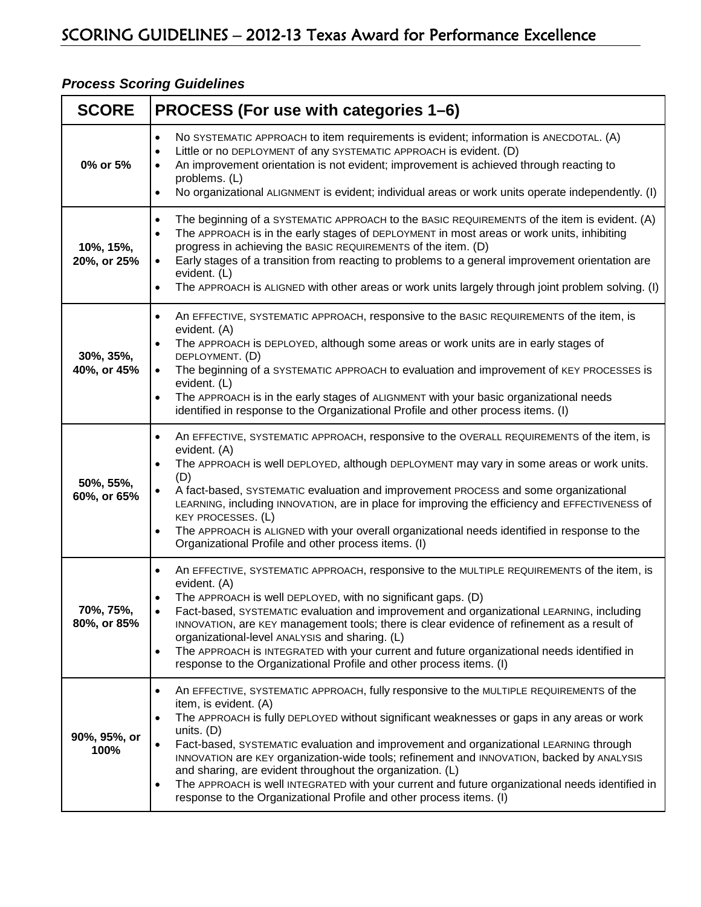## *Process Scoring Guidelines*

| SCORE | PROCESS (For use with categories 1–6) |
|---|---|
| 0% or 5% | • No SYSTEMATIC APPROACH to item requirements is evident; information is ANECDOTAL. (A)<br>• Little or no DEPLOYMENT of any SYSTEMATIC APPROACH is evident. (D)<br>• An improvement orientation is not evident; improvement is achieved through reacting to problems. (L)<br>• No organizational ALIGNMENT is evident; individual areas or work units operate independently. (I) |
| 10%, 15%, 20%, or 25% | • The beginning of a SYSTEMATIC APPROACH to the BASIC REQUIREMENTS of the item is evident. (A)<br>• The APPROACH is in the early stages of DEPLOYMENT in most areas or work units, inhibiting progress in achieving the BASIC REQUIREMENTS of the item. (D)<br>• Early stages of a transition from reacting to problems to a general improvement orientation are evident. (L)<br>• The APPROACH is ALIGNED with other areas or work units largely through joint problem solving. (I) |
| 30%, 35%, 40%, or 45% | • An EFFECTIVE, SYSTEMATIC APPROACH, responsive to the BASIC REQUIREMENTS of the item, is evident. (A)<br>• The APPROACH is DEPLOYED, although some areas or work units are in early stages of DEPLOYMENT. (D)<br>• The beginning of a SYSTEMATIC APPROACH to evaluation and improvement of KEY PROCESSES is evident. (L)<br>• The APPROACH is in the early stages of ALIGNMENT with your basic organizational needs identified in response to the Organizational Profile and other process items. (I) |
| 50%, 55%, 60%, or 65% | • An EFFECTIVE, SYSTEMATIC APPROACH, responsive to the OVERALL REQUIREMENTS of the item, is evident. (A)<br>• The APPROACH is well DEPLOYED, although DEPLOYMENT may vary in some areas or work units. (D)<br>• A fact-based, SYSTEMATIC evaluation and improvement PROCESS and some organizational LEARNING, including INNOVATION, are in place for improving the efficiency and EFFECTIVENESS of KEY PROCESSES. (L)<br>• The APPROACH is ALIGNED with your overall organizational needs identified in response to the Organizational Profile and other process items. (I) |
| 70%, 75%, 80%, or 85% | • An EFFECTIVE, SYSTEMATIC APPROACH, responsive to the MULTIPLE REQUIREMENTS of the item, is evident. (A)<br>• The APPROACH is well DEPLOYED, with no significant gaps. (D)<br>• Fact-based, SYSTEMATIC evaluation and improvement and organizational LEARNING, including INNOVATION, are KEY management tools; there is clear evidence of refinement as a result of organizational-level ANALYSIS and sharing. (L)<br>• The APPROACH is INTEGRATED with your current and future organizational needs identified in response to the Organizational Profile and other process items. (I) |
| 90%, 95%, or 100% | • An EFFECTIVE, SYSTEMATIC APPROACH, fully responsive to the MULTIPLE REQUIREMENTS of the item, is evident. (A)<br>• The APPROACH is fully DEPLOYED without significant weaknesses or gaps in any areas or work units. (D)<br>• Fact-based, SYSTEMATIC evaluation and improvement and organizational LEARNING through INNOVATION are KEY organization-wide tools; refinement and INNOVATION, backed by ANALYSIS and sharing, are evident throughout the organization. (L)<br>• The APPROACH is well INTEGRATED with your current and future organizational needs identified in response to the Organizational Profile and other process items. (I) |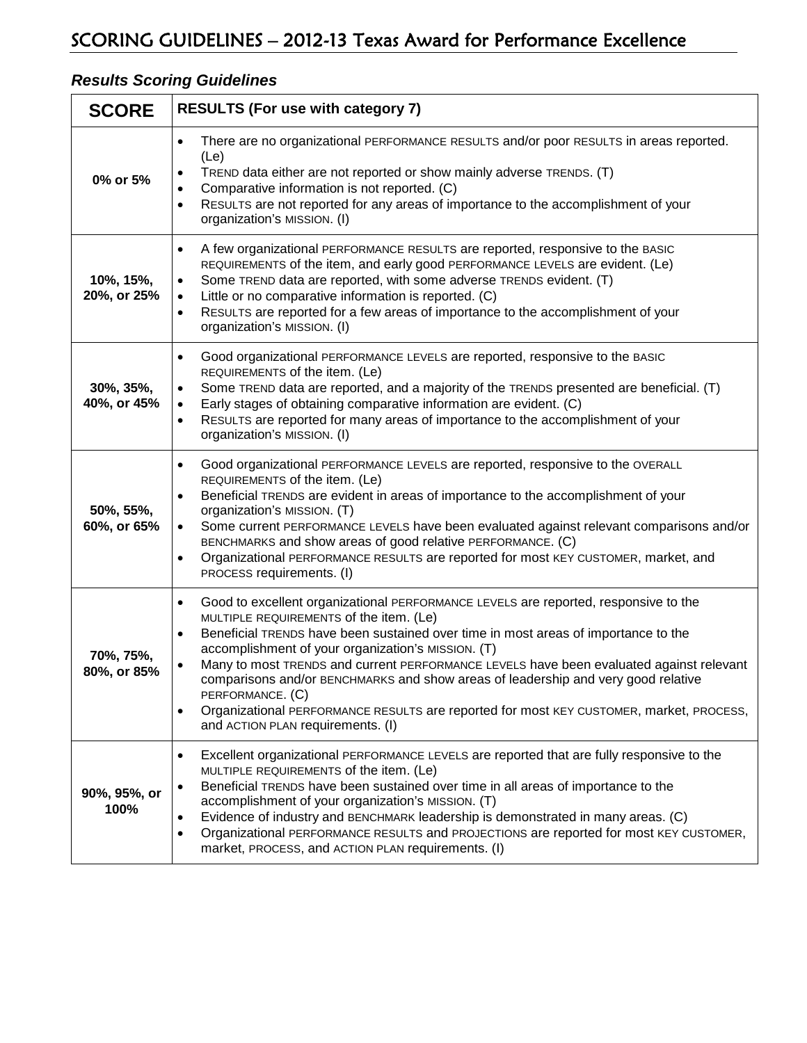# SCORING GUIDELINES – 2012-13 Texas Award for Performance Excellence

### *Results Scoring Guidelines*

| SCORE | RESULTS (For use with category 7) |
|---|---|
| 0% or 5% | • There are no organizational PERFORMANCE RESULTS and/or poor RESULTS in areas reported. (Le)<br>• TREND data either are not reported or show mainly adverse TRENDS. (T)<br>• Comparative information is not reported. (C)<br>• RESULTS are not reported for any areas of importance to the accomplishment of your organization's MISSION. (I) |
| 10%, 15%, 20%, or 25% | • A few organizational PERFORMANCE RESULTS are reported, responsive to the BASIC REQUIREMENTS of the item, and early good PERFORMANCE LEVELS are evident. (Le)<br>• Some TREND data are reported, with some adverse TRENDS evident. (T)<br>• Little or no comparative information is reported. (C)<br>• RESULTS are reported for a few areas of importance to the accomplishment of your organization's MISSION. (I) |
| 30%, 35%, 40%, or 45% | • Good organizational PERFORMANCE LEVELS are reported, responsive to the BASIC REQUIREMENTS of the item. (Le)<br>• Some TREND data are reported, and a majority of the TRENDS presented are beneficial. (T)<br>• Early stages of obtaining comparative information are evident. (C)<br>• RESULTS are reported for many areas of importance to the accomplishment of your organization's MISSION. (I) |
| 50%, 55%, 60%, or 65% | • Good organizational PERFORMANCE LEVELS are reported, responsive to the OVERALL REQUIREMENTS of the item. (Le)<br>• Beneficial TRENDS are evident in areas of importance to the accomplishment of your organization's MISSION. (T)<br>• Some current PERFORMANCE LEVELS have been evaluated against relevant comparisons and/or BENCHMARKS and show areas of good relative PERFORMANCE. (C)<br>• Organizational PERFORMANCE RESULTS are reported for most KEY CUSTOMER, market, and PROCESS requirements. (I) |
| 70%, 75%, 80%, or 85% | • Good to excellent organizational PERFORMANCE LEVELS are reported, responsive to the MULTIPLE REQUIREMENTS of the item. (Le)<br>• Beneficial TRENDS have been sustained over time in most areas of importance to the accomplishment of your organization's MISSION. (T)<br>• Many to most TRENDS and current PERFORMANCE LEVELS have been evaluated against relevant comparisons and/or BENCHMARKS and show areas of leadership and very good relative PERFORMANCE. (C)<br>• Organizational PERFORMANCE RESULTS are reported for most KEY CUSTOMER, market, PROCESS, and ACTION PLAN requirements. (I) |
| 90%, 95%, or 100% | • Excellent organizational PERFORMANCE LEVELS are reported that are fully responsive to the MULTIPLE REQUIREMENTS of the item. (Le)<br>• Beneficial TRENDS have been sustained over time in all areas of importance to the accomplishment of your organization's MISSION. (T)<br>• Evidence of industry and BENCHMARK leadership is demonstrated in many areas. (C)<br>• Organizational PERFORMANCE RESULTS and PROJECTIONS are reported for most KEY CUSTOMER, market, PROCESS, and ACTION PLAN requirements. (I) |